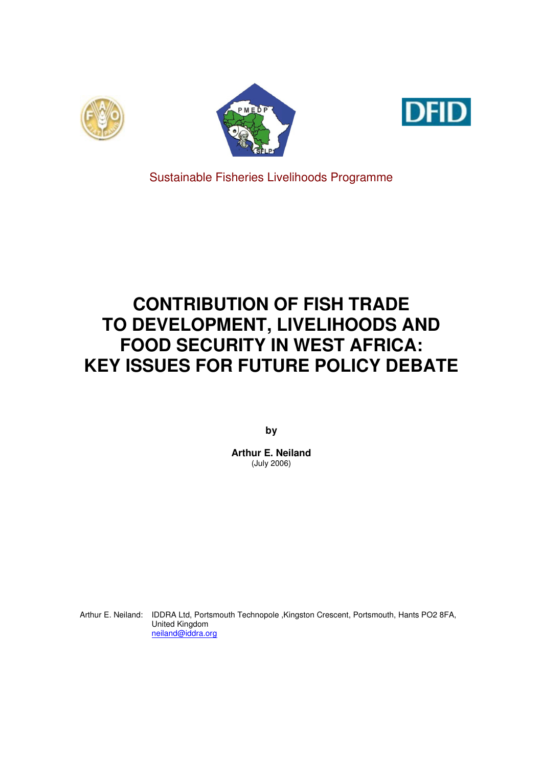Sustainable Fisheries Livelihoods Programme

# CONTRIBUTION OF FISH TRADE TO DEVELOPMENT, LIVELIHOODS AND FOOD SECURITY IN WEST AFRICA: KEY ISSUES FOR FUTURE POLICY DEBATE

**by**

**Arthur E. Neiland**
(July 2006)

Arthur E. Neiland: IDDRA Ltd, Portsmouth Technopole ,Kingston Crescent, Portsmouth, Hants PO2 8FA, United Kingdom
neiland@iddra.org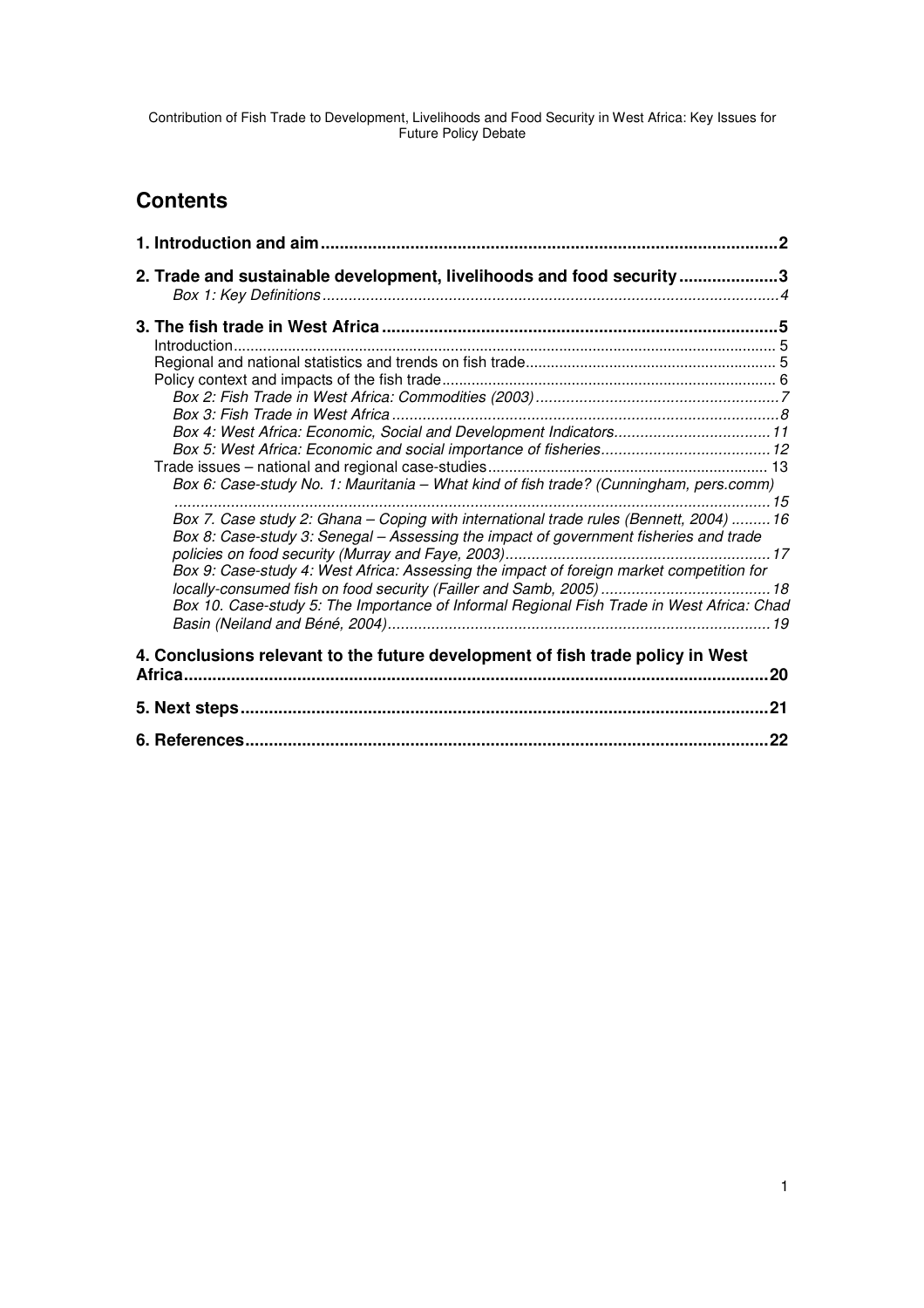# Contents

**1. Introduction and aim** .......... **2**

**2. Trade and sustainable development, livelihoods and food security** .......... **3**

*Box 1: Key Definitions* .......... *4*

**3. The fish trade in West Africa** .......... **5**

Introduction .......... 5

Regional and national statistics and trends on fish trade .......... 5

Policy context and impacts of the fish trade .......... 6

*Box 2: Fish Trade in West Africa: Commodities (2003)* .......... *7*

*Box 3: Fish Trade in West Africa* .......... *8*

*Box 4: West Africa: Economic, Social and Development Indicators* .......... *11*

*Box 5: West Africa: Economic and social importance of fisheries* .......... *12*

Trade issues – national and regional case-studies .......... 13

*Box 6: Case-study No. 1: Mauritania – What kind of fish trade? (Cunningham, pers.comm)* .......... *15*

*Box 7. Case study 2: Ghana – Coping with international trade rules (Bennett, 2004)* .......... *16*

*Box 8: Case-study 3: Senegal – Assessing the impact of government fisheries and trade policies on food security (Murray and Faye, 2003)* .......... *17*

*Box 9: Case-study 4: West Africa: Assessing the impact of foreign market competition for locally-consumed fish on food security (Failler and Samb, 2005)* .......... *18*

*Box 10. Case-study 5: The Importance of Informal Regional Fish Trade in West Africa: Chad Basin (Neiland and Béné, 2004)* .......... *19*

**4. Conclusions relevant to the future development of fish trade policy in West Africa** .......... **20**

**5. Next steps** .......... **21**

**6. References** .......... **22**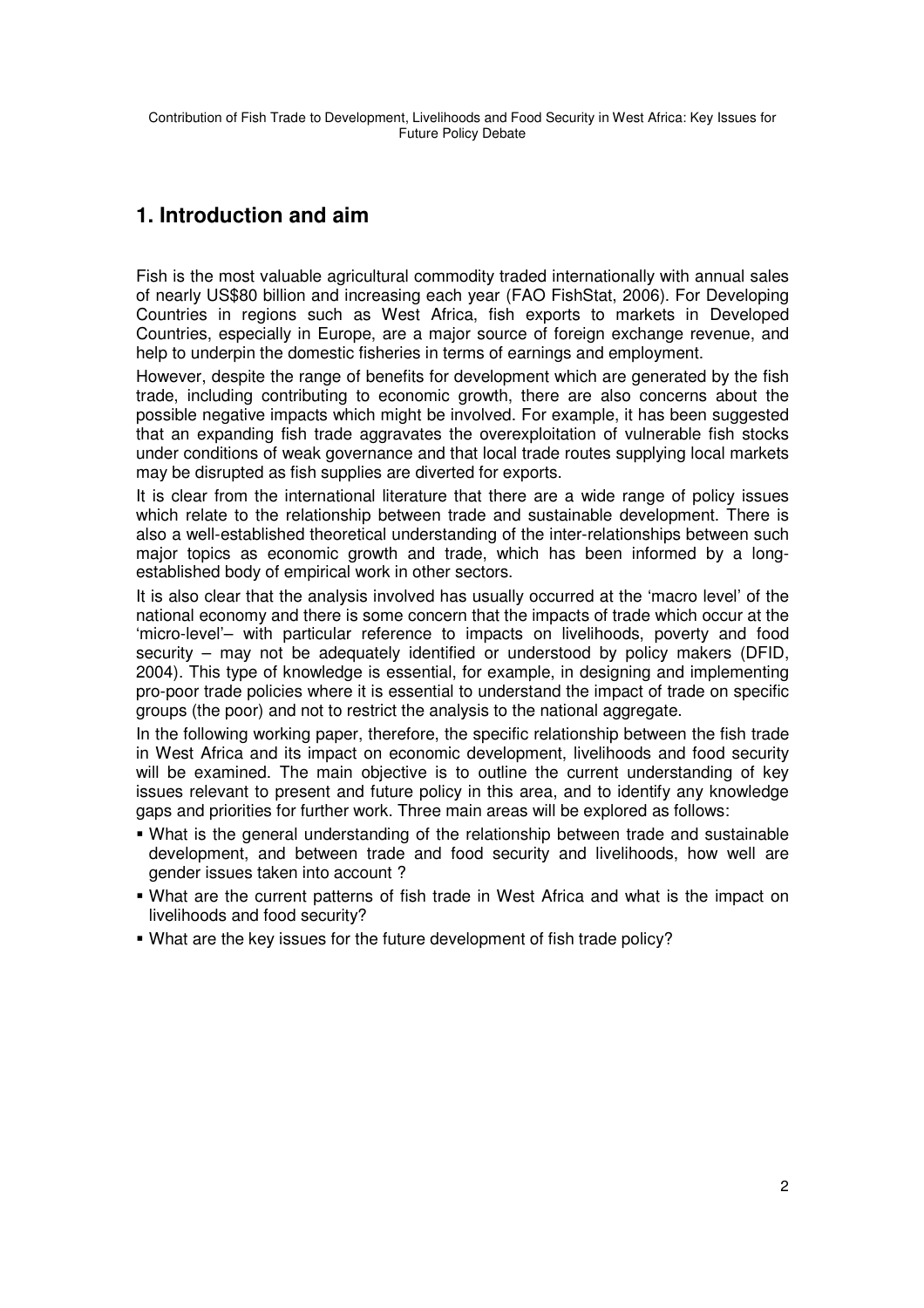## 1. Introduction and aim

Fish is the most valuable agricultural commodity traded internationally with annual sales of nearly US$80 billion and increasing each year (FAO FishStat, 2006). For Developing Countries in regions such as West Africa, fish exports to markets in Developed Countries, especially in Europe, are a major source of foreign exchange revenue, and help to underpin the domestic fisheries in terms of earnings and employment.

However, despite the range of benefits for development which are generated by the fish trade, including contributing to economic growth, there are also concerns about the possible negative impacts which might be involved. For example, it has been suggested that an expanding fish trade aggravates the overexploitation of vulnerable fish stocks under conditions of weak governance and that local trade routes supplying local markets may be disrupted as fish supplies are diverted for exports.

It is clear from the international literature that there are a wide range of policy issues which relate to the relationship between trade and sustainable development. There is also a well-established theoretical understanding of the inter-relationships between such major topics as economic growth and trade, which has been informed by a long-established body of empirical work in other sectors.

It is also clear that the analysis involved has usually occurred at the 'macro level' of the national economy and there is some concern that the impacts of trade which occur at the 'micro-level'– with particular reference to impacts on livelihoods, poverty and food security – may not be adequately identified or understood by policy makers (DFID, 2004). This type of knowledge is essential, for example, in designing and implementing pro-poor trade policies where it is essential to understand the impact of trade on specific groups (the poor) and not to restrict the analysis to the national aggregate.

In the following working paper, therefore, the specific relationship between the fish trade in West Africa and its impact on economic development, livelihoods and food security will be examined. The main objective is to outline the current understanding of key issues relevant to present and future policy in this area, and to identify any knowledge gaps and priorities for further work. Three main areas will be explored as follows:

- What is the general understanding of the relationship between trade and sustainable development, and between trade and food security and livelihoods, how well are gender issues taken into account ?
- What are the current patterns of fish trade in West Africa and what is the impact on livelihoods and food security?
- What are the key issues for the future development of fish trade policy?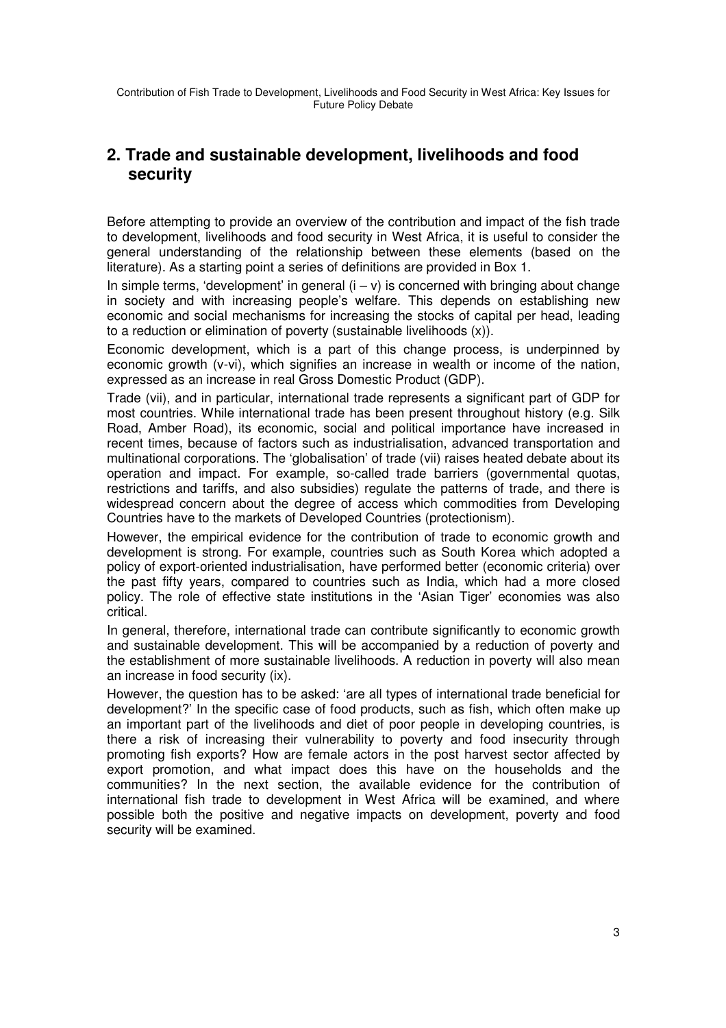## 2. Trade and sustainable development, livelihoods and food security

Before attempting to provide an overview of the contribution and impact of the fish trade to development, livelihoods and food security in West Africa, it is useful to consider the general understanding of the relationship between these elements (based on the literature). As a starting point a series of definitions are provided in Box 1.

In simple terms, 'development' in general (i – v) is concerned with bringing about change in society and with increasing people's welfare. This depends on establishing new economic and social mechanisms for increasing the stocks of capital per head, leading to a reduction or elimination of poverty (sustainable livelihoods (x)).

Economic development, which is a part of this change process, is underpinned by economic growth (v-vi), which signifies an increase in wealth or income of the nation, expressed as an increase in real Gross Domestic Product (GDP).

Trade (vii), and in particular, international trade represents a significant part of GDP for most countries. While international trade has been present throughout history (e.g. Silk Road, Amber Road), its economic, social and political importance have increased in recent times, because of factors such as industrialisation, advanced transportation and multinational corporations. The 'globalisation' of trade (vii) raises heated debate about its operation and impact. For example, so-called trade barriers (governmental quotas, restrictions and tariffs, and also subsidies) regulate the patterns of trade, and there is widespread concern about the degree of access which commodities from Developing Countries have to the markets of Developed Countries (protectionism).

However, the empirical evidence for the contribution of trade to economic growth and development is strong. For example, countries such as South Korea which adopted a policy of export-oriented industrialisation, have performed better (economic criteria) over the past fifty years, compared to countries such as India, which had a more closed policy. The role of effective state institutions in the 'Asian Tiger' economies was also critical.

In general, therefore, international trade can contribute significantly to economic growth and sustainable development. This will be accompanied by a reduction of poverty and the establishment of more sustainable livelihoods. A reduction in poverty will also mean an increase in food security (ix).

However, the question has to be asked: 'are all types of international trade beneficial for development?' In the specific case of food products, such as fish, which often make up an important part of the livelihoods and diet of poor people in developing countries, is there a risk of increasing their vulnerability to poverty and food insecurity through promoting fish exports? How are female actors in the post harvest sector affected by export promotion, and what impact does this have on the households and the communities? In the next section, the available evidence for the contribution of international fish trade to development in West Africa will be examined, and where possible both the positive and negative impacts on development, poverty and food security will be examined.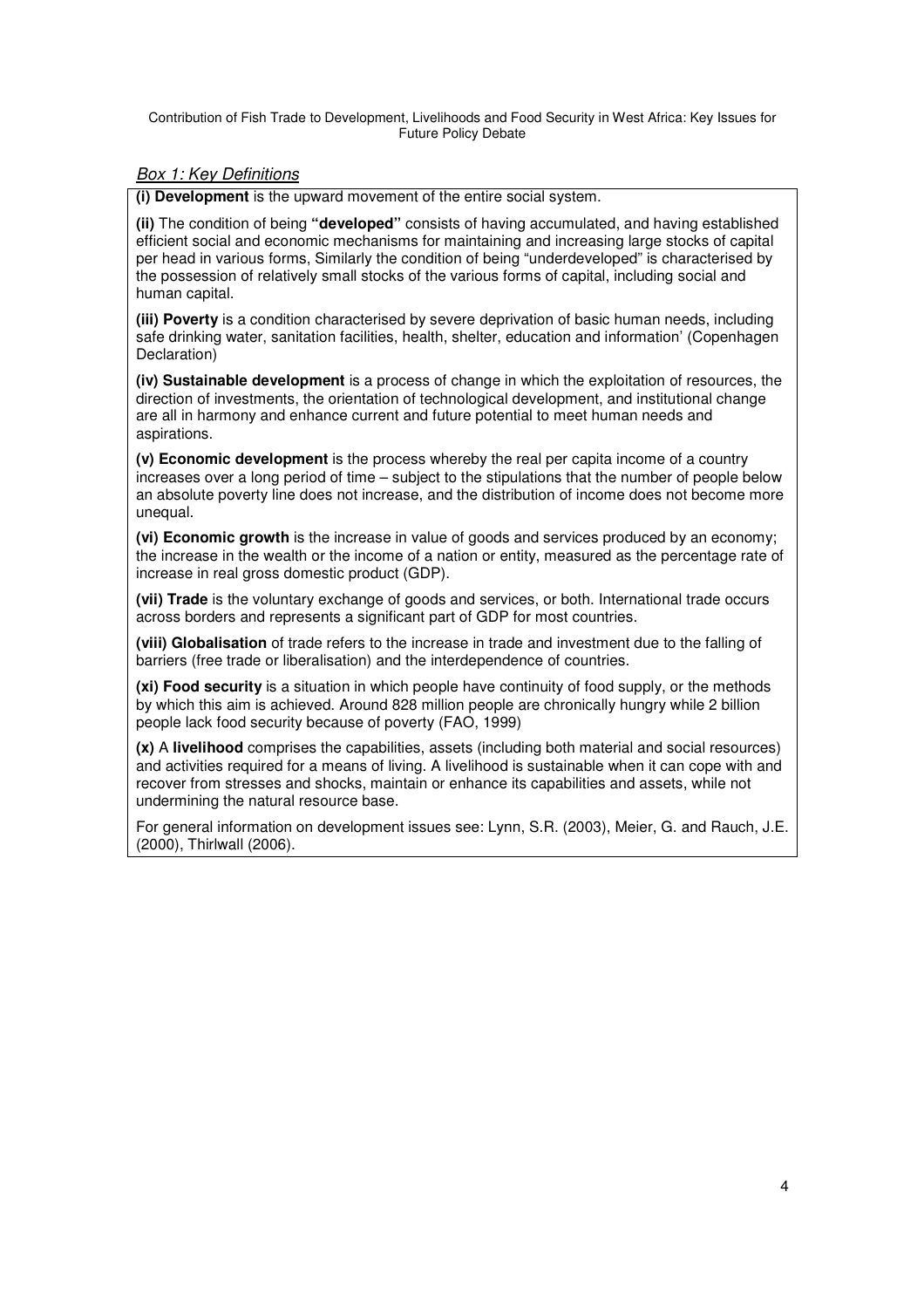*Box 1: Key Definitions*

**(i) Development** is the upward movement of the entire social system.

**(ii)** The condition of being **"developed"** consists of having accumulated, and having established efficient social and economic mechanisms for maintaining and increasing large stocks of capital per head in various forms, Similarly the condition of being "underdeveloped" is characterised by the possession of relatively small stocks of the various forms of capital, including social and human capital.

**(iii) Poverty** is a condition characterised by severe deprivation of basic human needs, including safe drinking water, sanitation facilities, health, shelter, education and information' (Copenhagen Declaration)

**(iv) Sustainable development** is a process of change in which the exploitation of resources, the direction of investments, the orientation of technological development, and institutional change are all in harmony and enhance current and future potential to meet human needs and aspirations.

**(v) Economic development** is the process whereby the real per capita income of a country increases over a long period of time – subject to the stipulations that the number of people below an absolute poverty line does not increase, and the distribution of income does not become more unequal.

**(vi) Economic growth** is the increase in value of goods and services produced by an economy; the increase in the wealth or the income of a nation or entity, measured as the percentage rate of increase in real gross domestic product (GDP).

**(vii) Trade** is the voluntary exchange of goods and services, or both. International trade occurs across borders and represents a significant part of GDP for most countries.

**(viii) Globalisation** of trade refers to the increase in trade and investment due to the falling of barriers (free trade or liberalisation) and the interdependence of countries.

**(xi) Food security** is a situation in which people have continuity of food supply, or the methods by which this aim is achieved. Around 828 million people are chronically hungry while 2 billion people lack food security because of poverty (FAO, 1999)

**(x)** A **livelihood** comprises the capabilities, assets (including both material and social resources) and activities required for a means of living. A livelihood is sustainable when it can cope with and recover from stresses and shocks, maintain or enhance its capabilities and assets, while not undermining the natural resource base.

For general information on development issues see: Lynn, S.R. (2003), Meier, G. and Rauch, J.E. (2000), Thirlwall (2006).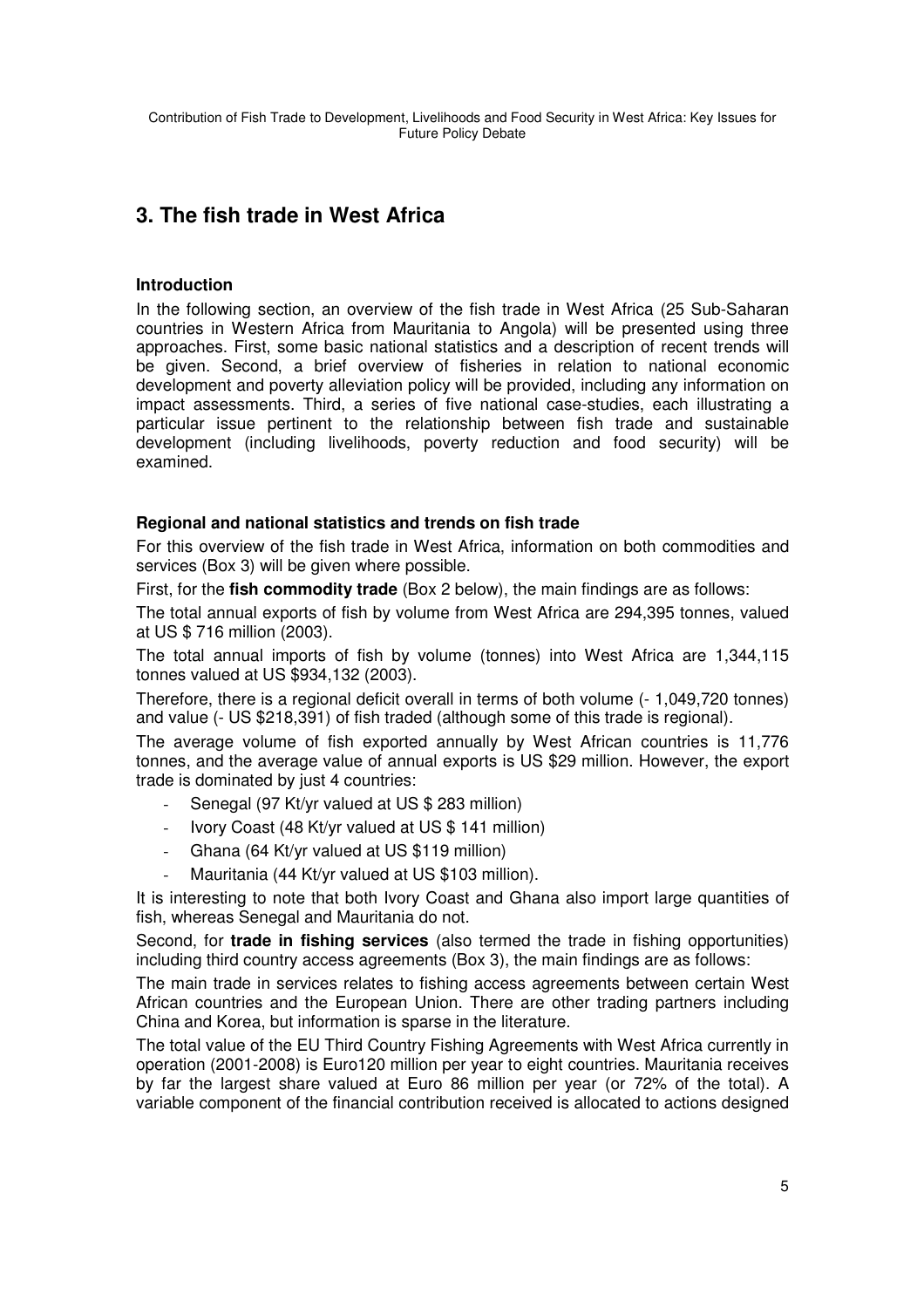# 3. The fish trade in West Africa

### Introduction

In the following section, an overview of the fish trade in West Africa (25 Sub-Saharan countries in Western Africa from Mauritania to Angola) will be presented using three approaches. First, some basic national statistics and a description of recent trends will be given. Second, a brief overview of fisheries in relation to national economic development and poverty alleviation policy will be provided, including any information on impact assessments. Third, a series of five national case-studies, each illustrating a particular issue pertinent to the relationship between fish trade and sustainable development (including livelihoods, poverty reduction and food security) will be examined.

### Regional and national statistics and trends on fish trade

For this overview of the fish trade in West Africa, information on both commodities and services (Box 3) will be given where possible.

First, for the **fish commodity trade** (Box 2 below), the main findings are as follows:

The total annual exports of fish by volume from West Africa are 294,395 tonnes, valued at US $ 716 million (2003).

The total annual imports of fish by volume (tonnes) into West Africa are 1,344,115 tonnes valued at US $934,132 (2003).

Therefore, there is a regional deficit overall in terms of both volume (- 1,049,720 tonnes) and value (- US $218,391) of fish traded (although some of this trade is regional).

The average volume of fish exported annually by West African countries is 11,776 tonnes, and the average value of annual exports is US $29 million. However, the export trade is dominated by just 4 countries:

- Senegal (97 Kt/yr valued at US $ 283 million)
- Ivory Coast (48 Kt/yr valued at US $ 141 million)
- Ghana (64 Kt/yr valued at US $119 million)
- Mauritania (44 Kt/yr valued at US $103 million).

It is interesting to note that both Ivory Coast and Ghana also import large quantities of fish, whereas Senegal and Mauritania do not.

Second, for **trade in fishing services** (also termed the trade in fishing opportunities) including third country access agreements (Box 3), the main findings are as follows:

The main trade in services relates to fishing access agreements between certain West African countries and the European Union. There are other trading partners including China and Korea, but information is sparse in the literature.

The total value of the EU Third Country Fishing Agreements with West Africa currently in operation (2001-2008) is Euro120 million per year to eight countries. Mauritania receives by far the largest share valued at Euro 86 million per year (or 72% of the total). A variable component of the financial contribution received is allocated to actions designed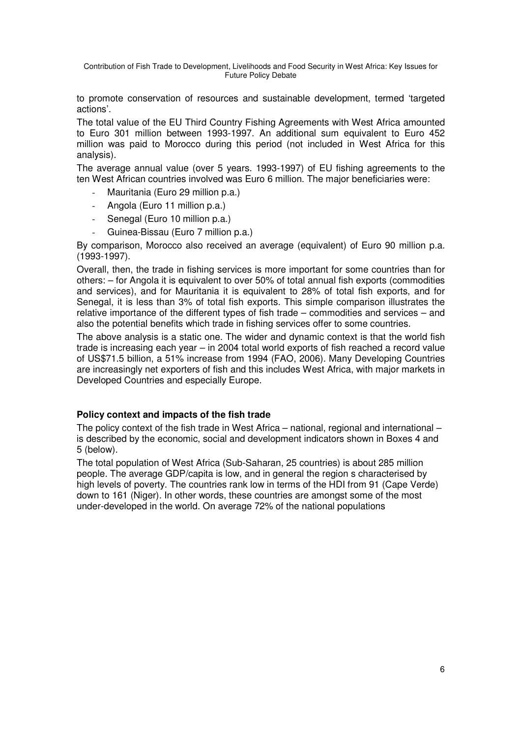to promote conservation of resources and sustainable development, termed 'targeted actions'.

The total value of the EU Third Country Fishing Agreements with West Africa amounted to Euro 301 million between 1993-1997. An additional sum equivalent to Euro 452 million was paid to Morocco during this period (not included in West Africa for this analysis).

The average annual value (over 5 years. 1993-1997) of EU fishing agreements to the ten West African countries involved was Euro 6 million. The major beneficiaries were:

- Mauritania (Euro 29 million p.a.)
- Angola (Euro 11 million p.a.)
- Senegal (Euro 10 million p.a.)
- Guinea-Bissau (Euro 7 million p.a.)

By comparison, Morocco also received an average (equivalent) of Euro 90 million p.a. (1993-1997).

Overall, then, the trade in fishing services is more important for some countries than for others: – for Angola it is equivalent to over 50% of total annual fish exports (commodities and services), and for Mauritania it is equivalent to 28% of total fish exports, and for Senegal, it is less than 3% of total fish exports. This simple comparison illustrates the relative importance of the different types of fish trade – commodities and services – and also the potential benefits which trade in fishing services offer to some countries.

The above analysis is a static one. The wider and dynamic context is that the world fish trade is increasing each year – in 2004 total world exports of fish reached a record value of US$71.5 billion, a 51% increase from 1994 (FAO, 2006). Many Developing Countries are increasingly net exporters of fish and this includes West Africa, with major markets in Developed Countries and especially Europe.

**Policy context and impacts of the fish trade**

The policy context of the fish trade in West Africa – national, regional and international – is described by the economic, social and development indicators shown in Boxes 4 and 5 (below).

The total population of West Africa (Sub-Saharan, 25 countries) is about 285 million people. The average GDP/capita is low, and in general the region s characterised by high levels of poverty. The countries rank low in terms of the HDI from 91 (Cape Verde) down to 161 (Niger). In other words, these countries are amongst some of the most under-developed in the world. On average 72% of the national populations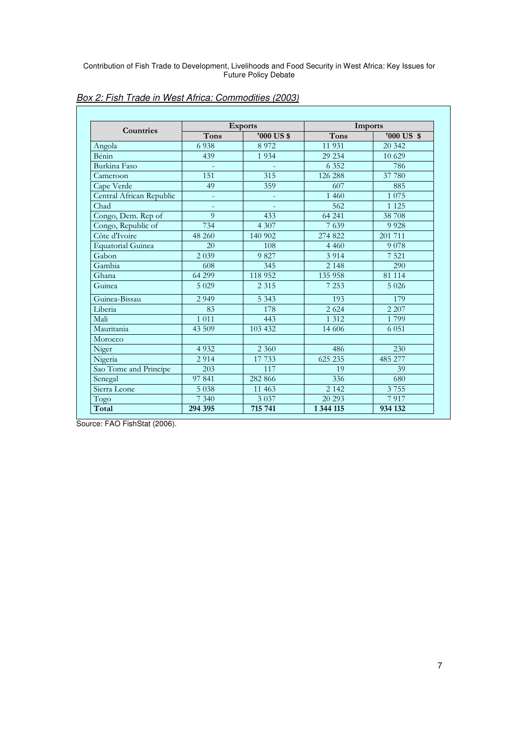*Box 2: Fish Trade in West Africa: Commodities (2003)*

| Countries | Exports | | Imports | |
|---|---|---|---|---|
| | Tons | '000 US $ | Tons | '000 US $ |
| Angola | 6 938 | 8 972 | 11 931 | 20 342 |
| Bénin | 439 | 1 934 | 29 234 | 10 629 |
| Burkina Faso | - | - | 6 352 | 786 |
| Cameroon | 151 | 315 | 126 288 | 37 780 |
| Cape Verde | 49 | 359 | 607 | 885 |
| Central African Republic | - | - | 1 460 | 1 075 |
| Chad | - | - | 562 | 1 125 |
| Congo, Dem. Rep of | 9 | 433 | 64 241 | 38 708 |
| Congo, Republic of | 734 | 4 307 | 7 639 | 9 928 |
| Côte d'Ivoire | 48 260 | 140 902 | 274 822 | 201 711 |
| Equatorial Guinea | 20 | 108 | 4 460 | 9 078 |
| Gabon | 2 039 | 9 827 | 3 914 | 7 521 |
| Gambia | 608 | 345 | 2 148 | 290 |
| Ghana | 64 299 | 118 952 | 135 958 | 81 114 |
| Guinea | 5 029 | 2 315 | 7 253 | 5 026 |
| Guinea-Bissau | 2 949 | 5 343 | 193 | 179 |
| Liberia | 83 | 178 | 2 624 | 2 207 |
| Mali | 1 011 | 443 | 1 312 | 1 799 |
| Mauritania | 43 509 | 103 432 | 14 606 | 6 051 |
| Morocco | | | | |
| Niger | 4 932 | 2 360 | 486 | 230 |
| Nigeria | 2 914 | 17 733 | 625 235 | 485 277 |
| Sao Tome and Principe | 203 | 117 | 19 | 39 |
| Senegal | 97 841 | 282 866 | 336 | 680 |
| Sierra Leone | 5 038 | 11 463 | 2 142 | 3 755 |
| Togo | 7 340 | 3 037 | 20 293 | 7 917 |
| **Total** | **294 395** | **715 741** | **1 344 115** | **934 132** |

Source: FAO FishStat (2006).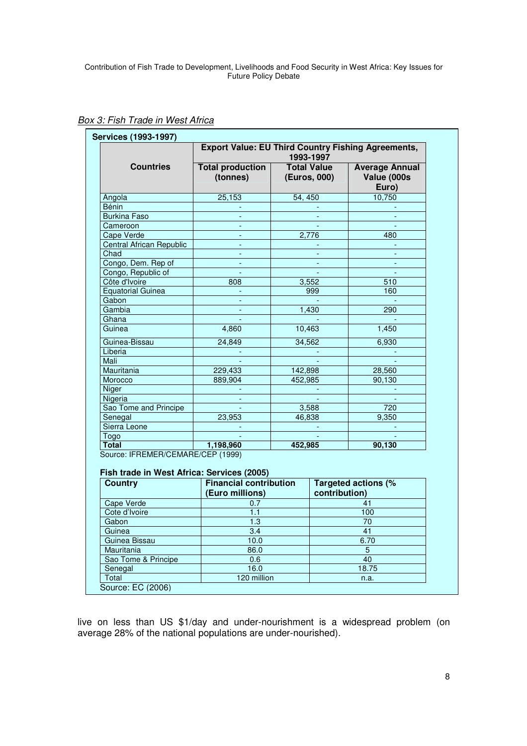*Box 3: Fish Trade in West Africa*

**Services (1993-1997)**

| Countries | Export Value: EU Third Country Fishing Agreements, 1993-1997 | | |
|---|---|---|---|
| | **Total production (tonnes)** | **Total Value (Euros, 000)** | **Average Annual Value (000s Euro)** |
| Angola | 25,153 | 54, 450 | 10,750 |
| Bénin | - | - | - |
| Burkina Faso | - | - | - |
| Cameroon | - | - | - |
| Cape Verde | - | 2,776 | 480 |
| Central African Republic | - | - | - |
| Chad | - | - | - |
| Congo, Dem. Rep of | - | - | - |
| Congo, Republic of | - | - | - |
| Côte d'Ivoire | 808 | 3,552 | 510 |
| Equatorial Guinea | - | 999 | 160 |
| Gabon | - | - | - |
| Gambia | - | 1,430 | 290 |
| Ghana | - | - | - |
| Guinea | 4,860 | 10,463 | 1,450 |
| Guinea-Bissau | 24,849 | 34,562 | 6,930 |
| Liberia | - | - | - |
| Mali | - | - | - |
| Mauritania | 229,433 | 142,898 | 28,560 |
| Morocco | 889,904 | 452,985 | 90,130 |
| Niger | - | - | - |
| Nigeria | - | - | - |
| Sao Tome and Principe | - | 3,588 | 720 |
| Senegal | 23,953 | 46,838 | 9,350 |
| Sierra Leone | - | - | - |
| Togo | - | - | - |
| **Total** | **1,198,960** | **452,985** | **90,130** |

Source: IFREMER/CEMARE/CEP (1999)

**Fish trade in West Africa: Services (2005)**

| Country | Financial contribution (Euro millions) | Targeted actions (% contribution) |
|---|---|---|
| Cape Verde | 0.7 | 41 |
| Cote d'Ivoire | 1.1 | 100 |
| Gabon | 1.3 | 70 |
| Guinea | 3.4 | 41 |
| Guinea Bissau | 10.0 | 6.70 |
| Mauritania | 86.0 | 5 |
| Sao Tome & Principe | 0.6 | 40 |
| Senegal | 16.0 | 18.75 |
| Total | 120 million | n.a. |

Source: EC (2006)

live on less than US $1/day and under-nourishment is a widespread problem (on average 28% of the national populations are under-nourished).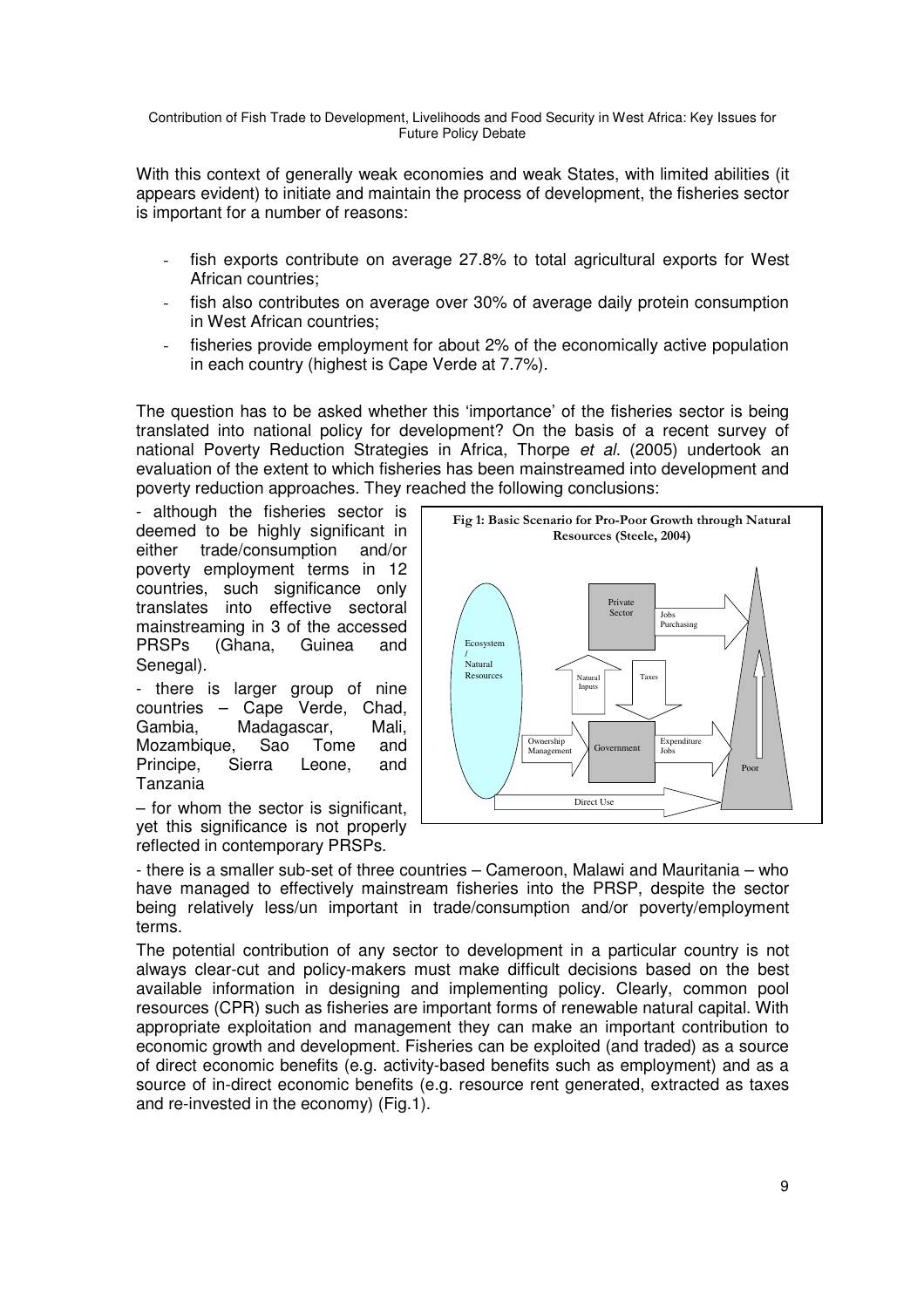With this context of generally weak economies and weak States, with limited abilities (it appears evident) to initiate and maintain the process of development, the fisheries sector is important for a number of reasons:

- fish exports contribute on average 27.8% to total agricultural exports for West African countries;
- fish also contributes on average over 30% of average daily protein consumption in West African countries;
- fisheries provide employment for about 2% of the economically active population in each country (highest is Cape Verde at 7.7%).

The question has to be asked whether this 'importance' of the fisheries sector is being translated into national policy for development? On the basis of a recent survey of national Poverty Reduction Strategies in Africa, Thorpe *et al.* (2005) undertook an evaluation of the extent to which fisheries has been mainstreamed into development and poverty reduction approaches. They reached the following conclusions:

- although the fisheries sector is deemed to be highly significant in either trade/consumption and/or poverty employment terms in 12 countries, such significance only translates into effective sectoral mainstreaming in 3 of the accessed PRSPs (Ghana, Guinea and Senegal).

- there is larger group of nine countries – Cape Verde, Chad, Gambia, Madagascar, Mali, Mozambique, Sao Tome and Principe, Sierra Leone, and Tanzania – for whom the sector is significant, yet this significance is not properly reflected in contemporary PRSPs.

**Fig 1: Basic Scenario for Pro-Poor Growth through Natural Resources (Steele, 2004)**

- there is a smaller sub-set of three countries – Cameroon, Malawi and Mauritania – who have managed to effectively mainstream fisheries into the PRSP, despite the sector being relatively less/un important in trade/consumption and/or poverty/employment terms.

The potential contribution of any sector to development in a particular country is not always clear-cut and policy-makers must make difficult decisions based on the best available information in designing and implementing policy. Clearly, common pool resources (CPR) such as fisheries are important forms of renewable natural capital. With appropriate exploitation and management they can make an important contribution to economic growth and development. Fisheries can be exploited (and traded) as a source of direct economic benefits (e.g. activity-based benefits such as employment) and as a source of in-direct economic benefits (e.g. resource rent generated, extracted as taxes and re-invested in the economy) (Fig.1).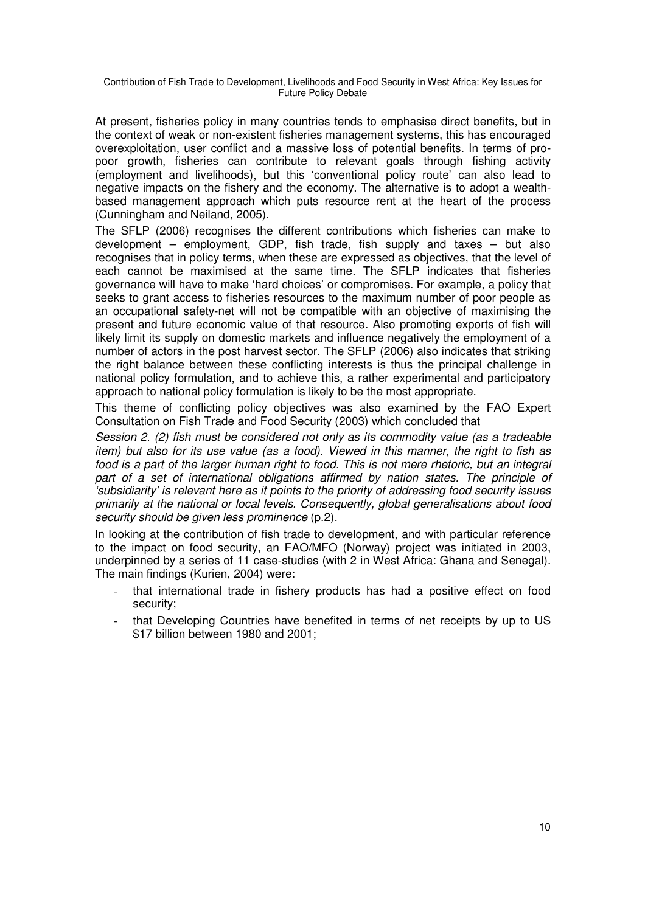At present, fisheries policy in many countries tends to emphasise direct benefits, but in the context of weak or non-existent fisheries management systems, this has encouraged overexploitation, user conflict and a massive loss of potential benefits. In terms of pro-poor growth, fisheries can contribute to relevant goals through fishing activity (employment and livelihoods), but this 'conventional policy route' can also lead to negative impacts on the fishery and the economy. The alternative is to adopt a wealth-based management approach which puts resource rent at the heart of the process (Cunningham and Neiland, 2005).

The SFLP (2006) recognises the different contributions which fisheries can make to development – employment, GDP, fish trade, fish supply and taxes – but also recognises that in policy terms, when these are expressed as objectives, that the level of each cannot be maximised at the same time. The SFLP indicates that fisheries governance will have to make 'hard choices' or compromises. For example, a policy that seeks to grant access to fisheries resources to the maximum number of poor people as an occupational safety-net will not be compatible with an objective of maximising the present and future economic value of that resource. Also promoting exports of fish will likely limit its supply on domestic markets and influence negatively the employment of a number of actors in the post harvest sector. The SFLP (2006) also indicates that striking the right balance between these conflicting interests is thus the principal challenge in national policy formulation, and to achieve this, a rather experimental and participatory approach to national policy formulation is likely to be the most appropriate.

This theme of conflicting policy objectives was also examined by the FAO Expert Consultation on Fish Trade and Food Security (2003) which concluded that

*Session 2. (2) fish must be considered not only as its commodity value (as a tradeable item) but also for its use value (as a food). Viewed in this manner, the right to fish as food is a part of the larger human right to food. This is not mere rhetoric, but an integral part of a set of international obligations affirmed by nation states. The principle of 'subsidiarity' is relevant here as it points to the priority of addressing food security issues primarily at the national or local levels. Consequently, global generalisations about food security should be given less prominence* (p.2).

In looking at the contribution of fish trade to development, and with particular reference to the impact on food security, an FAO/MFO (Norway) project was initiated in 2003, underpinned by a series of 11 case-studies (with 2 in West Africa: Ghana and Senegal). The main findings (Kurien, 2004) were:

- that international trade in fishery products has had a positive effect on food security;
- that Developing Countries have benefited in terms of net receipts by up to US $17 billion between 1980 and 2001;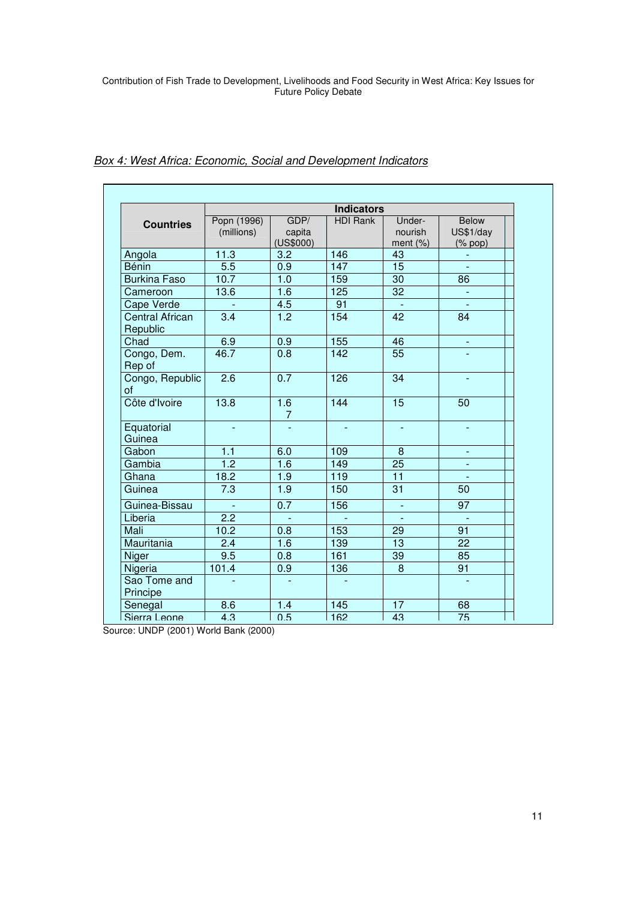*Box 4: West Africa: Economic, Social and Development Indicators*

| Countries | Indicators | | | | |
|---|---|---|---|---|---|
| | Popn (1996) (millions) | GDP/ capita (US$000) | HDI Rank | Under-nourish ment (%) | Below US$1/day (% pop) |
| Angola | 11.3 | 3.2 | 146 | 43 | - |
| Bénin | 5.5 | 0.9 | 147 | 15 | - |
| Burkina Faso | 10.7 | 1.0 | 159 | 30 | 86 |
| Cameroon | 13.6 | 1.6 | 125 | 32 | - |
| Cape Verde | - | 4.5 | 91 | - | - |
| Central African Republic | 3.4 | 1.2 | 154 | 42 | 84 |
| Chad | 6.9 | 0.9 | 155 | 46 | - |
| Congo, Dem. Rep of | 46.7 | 0.8 | 142 | 55 | - |
| Congo, Republic of | 2.6 | 0.7 | 126 | 34 | - |
| Côte d'Ivoire | 13.8 | 1.6 7 | 144 | 15 | 50 |
| Equatorial Guinea | - | - | - | - | - |
| Gabon | 1.1 | 6.0 | 109 | 8 | - |
| Gambia | 1.2 | 1.6 | 149 | 25 | - |
| Ghana | 18.2 | 1.9 | 119 | 11 | - |
| Guinea | 7.3 | 1.9 | 150 | 31 | 50 |
| Guinea-Bissau | - | 0.7 | 156 | - | 97 |
| Liberia | 2.2 | - | - | - | - |
| Mali | 10.2 | 0.8 | 153 | 29 | 91 |
| Mauritania | 2.4 | 1.6 | 139 | 13 | 22 |
| Niger | 9.5 | 0.8 | 161 | 39 | 85 |
| Nigeria | 101.4 | 0.9 | 136 | 8 | 91 |
| Sao Tome and Principe | - | - | - | | - |
| Senegal | 8.6 | 1.4 | 145 | 17 | 68 |
| Sierra Leone | 4.3 | 0.5 | 162 | 43 | 75 |

Source: UNDP (2001) World Bank (2000)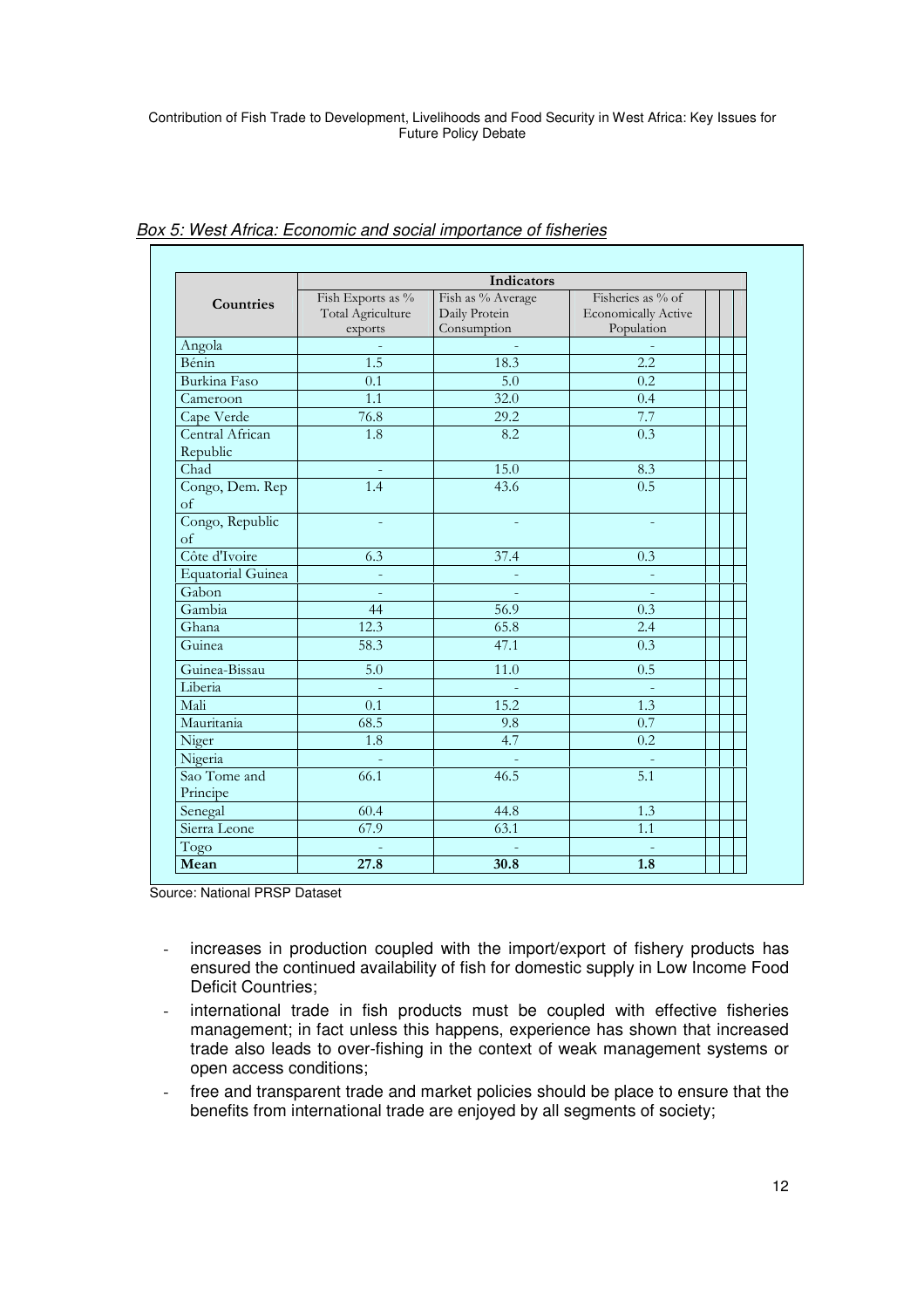*Box 5: West Africa: Economic and social importance of fisheries*

| Countries | Indicators | | |
|---|---|---|---|
| | Fish Exports as % Total Agriculture exports | Fish as % Average Daily Protein Consumption | Fisheries as % of Economically Active Population |
| Angola | - | - | - |
| Bénin | 1.5 | 18.3 | 2.2 |
| Burkina Faso | 0.1 | 5.0 | 0.2 |
| Cameroon | 1.1 | 32.0 | 0.4 |
| Cape Verde | 76.8 | 29.2 | 7.7 |
| Central African Republic | 1.8 | 8.2 | 0.3 |
| Chad | - | 15.0 | 8.3 |
| Congo, Dem. Rep of | 1.4 | 43.6 | 0.5 |
| Congo, Republic of | - | - | - |
| Côte d'Ivoire | 6.3 | 37.4 | 0.3 |
| Equatorial Guinea | - | - | - |
| Gabon | - | - | - |
| Gambia | 44 | 56.9 | 0.3 |
| Ghana | 12.3 | 65.8 | 2.4 |
| Guinea | 58.3 | 47.1 | 0.3 |
| Guinea-Bissau | 5.0 | 11.0 | 0.5 |
| Liberia | - | - | - |
| Mali | 0.1 | 15.2 | 1.3 |
| Mauritania | 68.5 | 9.8 | 0.7 |
| Niger | 1.8 | 4.7 | 0.2 |
| Nigeria | - | - | - |
| Sao Tome and Principe | 66.1 | 46.5 | 5.1 |
| Senegal | 60.4 | 44.8 | 1.3 |
| Sierra Leone | 67.9 | 63.1 | 1.1 |
| Togo | - | - | - |
| **Mean** | **27.8** | **30.8** | **1.8** |

Source: National PRSP Dataset

- increases in production coupled with the import/export of fishery products has ensured the continued availability of fish for domestic supply in Low Income Food Deficit Countries;
- international trade in fish products must be coupled with effective fisheries management; in fact unless this happens, experience has shown that increased trade also leads to over-fishing in the context of weak management systems or open access conditions;
- free and transparent trade and market policies should be place to ensure that the benefits from international trade are enjoyed by all segments of society;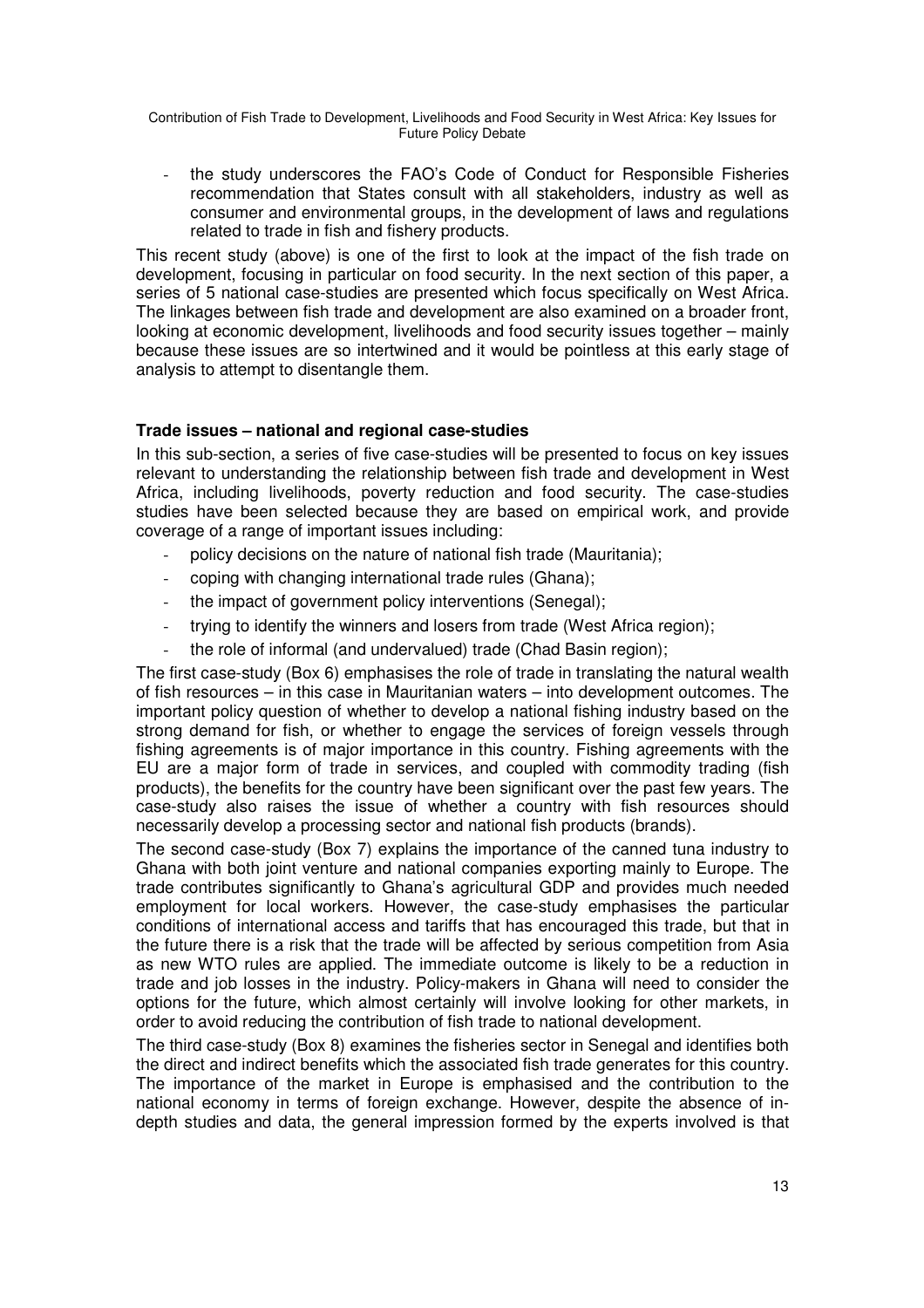- the study underscores the FAO's Code of Conduct for Responsible Fisheries recommendation that States consult with all stakeholders, industry as well as consumer and environmental groups, in the development of laws and regulations related to trade in fish and fishery products.

This recent study (above) is one of the first to look at the impact of the fish trade on development, focusing in particular on food security. In the next section of this paper, a series of 5 national case-studies are presented which focus specifically on West Africa. The linkages between fish trade and development are also examined on a broader front, looking at economic development, livelihoods and food security issues together – mainly because these issues are so intertwined and it would be pointless at this early stage of analysis to attempt to disentangle them.

**Trade issues – national and regional case-studies**

In this sub-section, a series of five case-studies will be presented to focus on key issues relevant to understanding the relationship between fish trade and development in West Africa, including livelihoods, poverty reduction and food security. The case-studies studies have been selected because they are based on empirical work, and provide coverage of a range of important issues including:

- policy decisions on the nature of national fish trade (Mauritania);
- coping with changing international trade rules (Ghana);
- the impact of government policy interventions (Senegal);
- trying to identify the winners and losers from trade (West Africa region);
- the role of informal (and undervalued) trade (Chad Basin region);

The first case-study (Box 6) emphasises the role of trade in translating the natural wealth of fish resources – in this case in Mauritanian waters – into development outcomes. The important policy question of whether to develop a national fishing industry based on the strong demand for fish, or whether to engage the services of foreign vessels through fishing agreements is of major importance in this country. Fishing agreements with the EU are a major form of trade in services, and coupled with commodity trading (fish products), the benefits for the country have been significant over the past few years. The case-study also raises the issue of whether a country with fish resources should necessarily develop a processing sector and national fish products (brands).

The second case-study (Box 7) explains the importance of the canned tuna industry to Ghana with both joint venture and national companies exporting mainly to Europe. The trade contributes significantly to Ghana's agricultural GDP and provides much needed employment for local workers. However, the case-study emphasises the particular conditions of international access and tariffs that has encouraged this trade, but that in the future there is a risk that the trade will be affected by serious competition from Asia as new WTO rules are applied. The immediate outcome is likely to be a reduction in trade and job losses in the industry. Policy-makers in Ghana will need to consider the options for the future, which almost certainly will involve looking for other markets, in order to avoid reducing the contribution of fish trade to national development.

The third case-study (Box 8) examines the fisheries sector in Senegal and identifies both the direct and indirect benefits which the associated fish trade generates for this country. The importance of the market in Europe is emphasised and the contribution to the national economy in terms of foreign exchange. However, despite the absence of in-depth studies and data, the general impression formed by the experts involved is that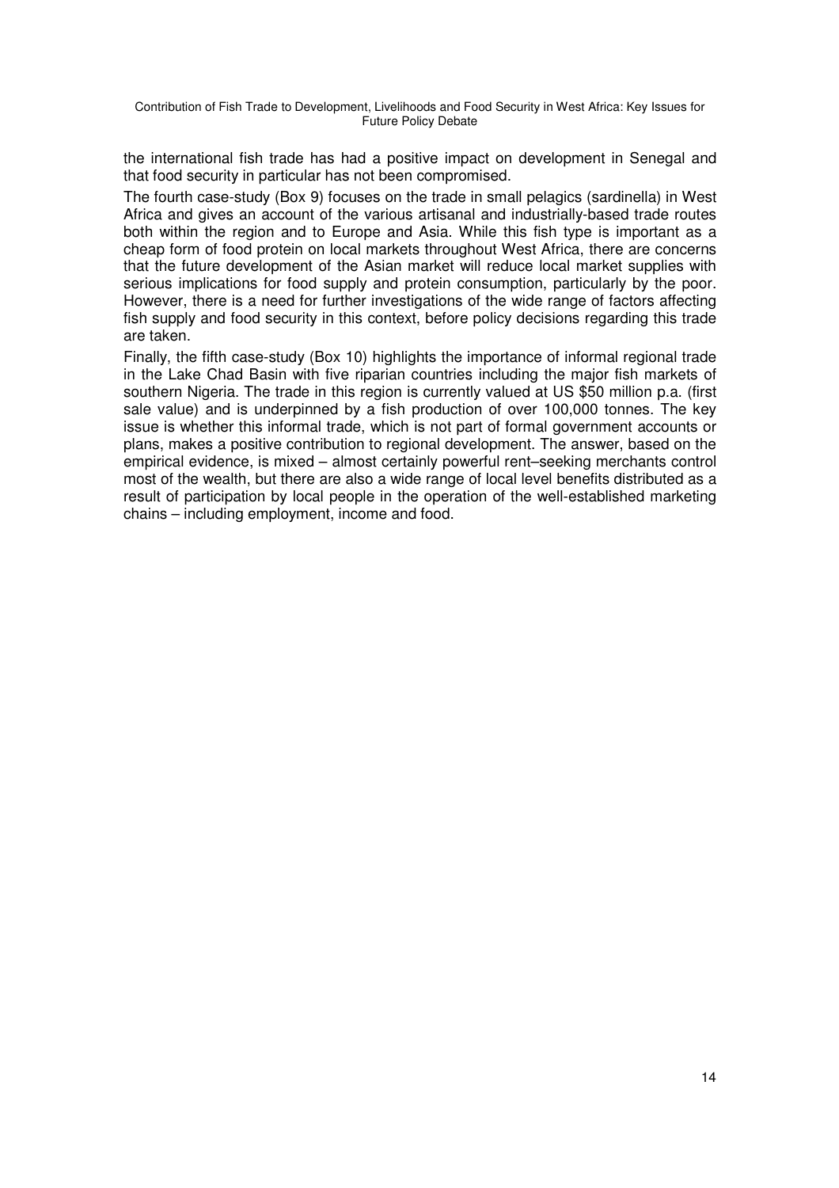the international fish trade has had a positive impact on development in Senegal and that food security in particular has not been compromised.

The fourth case-study (Box 9) focuses on the trade in small pelagics (sardinella) in West Africa and gives an account of the various artisanal and industrially-based trade routes both within the region and to Europe and Asia. While this fish type is important as a cheap form of food protein on local markets throughout West Africa, there are concerns that the future development of the Asian market will reduce local market supplies with serious implications for food supply and protein consumption, particularly by the poor. However, there is a need for further investigations of the wide range of factors affecting fish supply and food security in this context, before policy decisions regarding this trade are taken.

Finally, the fifth case-study (Box 10) highlights the importance of informal regional trade in the Lake Chad Basin with five riparian countries including the major fish markets of southern Nigeria. The trade in this region is currently valued at US $50 million p.a. (first sale value) and is underpinned by a fish production of over 100,000 tonnes. The key issue is whether this informal trade, which is not part of formal government accounts or plans, makes a positive contribution to regional development. The answer, based on the empirical evidence, is mixed – almost certainly powerful rent–seeking merchants control most of the wealth, but there are also a wide range of local level benefits distributed as a result of participation by local people in the operation of the well-established marketing chains – including employment, income and food.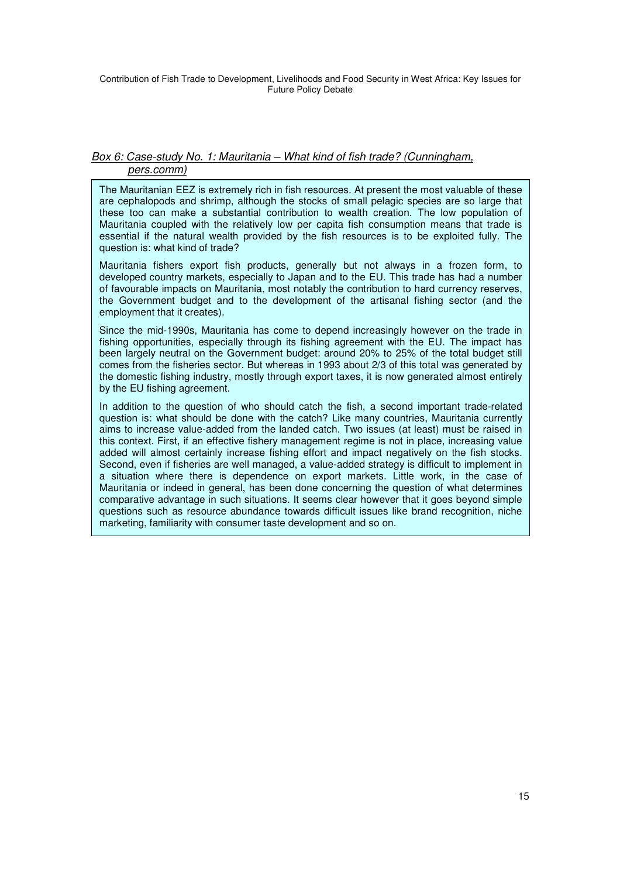*Box 6: Case-study No. 1: Mauritania – What kind of fish trade? (Cunningham, pers.comm)*

The Mauritanian EEZ is extremely rich in fish resources. At present the most valuable of these are cephalopods and shrimp, although the stocks of small pelagic species are so large that these too can make a substantial contribution to wealth creation. The low population of Mauritania coupled with the relatively low per capita fish consumption means that trade is essential if the natural wealth provided by the fish resources is to be exploited fully. The question is: what kind of trade?

Mauritania fishers export fish products, generally but not always in a frozen form, to developed country markets, especially to Japan and to the EU. This trade has had a number of favourable impacts on Mauritania, most notably the contribution to hard currency reserves, the Government budget and to the development of the artisanal fishing sector (and the employment that it creates).

Since the mid-1990s, Mauritania has come to depend increasingly however on the trade in fishing opportunities, especially through its fishing agreement with the EU. The impact has been largely neutral on the Government budget: around 20% to 25% of the total budget still comes from the fisheries sector. But whereas in 1993 about 2/3 of this total was generated by the domestic fishing industry, mostly through export taxes, it is now generated almost entirely by the EU fishing agreement.

In addition to the question of who should catch the fish, a second important trade-related question is: what should be done with the catch? Like many countries, Mauritania currently aims to increase value-added from the landed catch. Two issues (at least) must be raised in this context. First, if an effective fishery management regime is not in place, increasing value added will almost certainly increase fishing effort and impact negatively on the fish stocks. Second, even if fisheries are well managed, a value-added strategy is difficult to implement in a situation where there is dependence on export markets. Little work, in the case of Mauritania or indeed in general, has been done concerning the question of what determines comparative advantage in such situations. It seems clear however that it goes beyond simple questions such as resource abundance towards difficult issues like brand recognition, niche marketing, familiarity with consumer taste development and so on.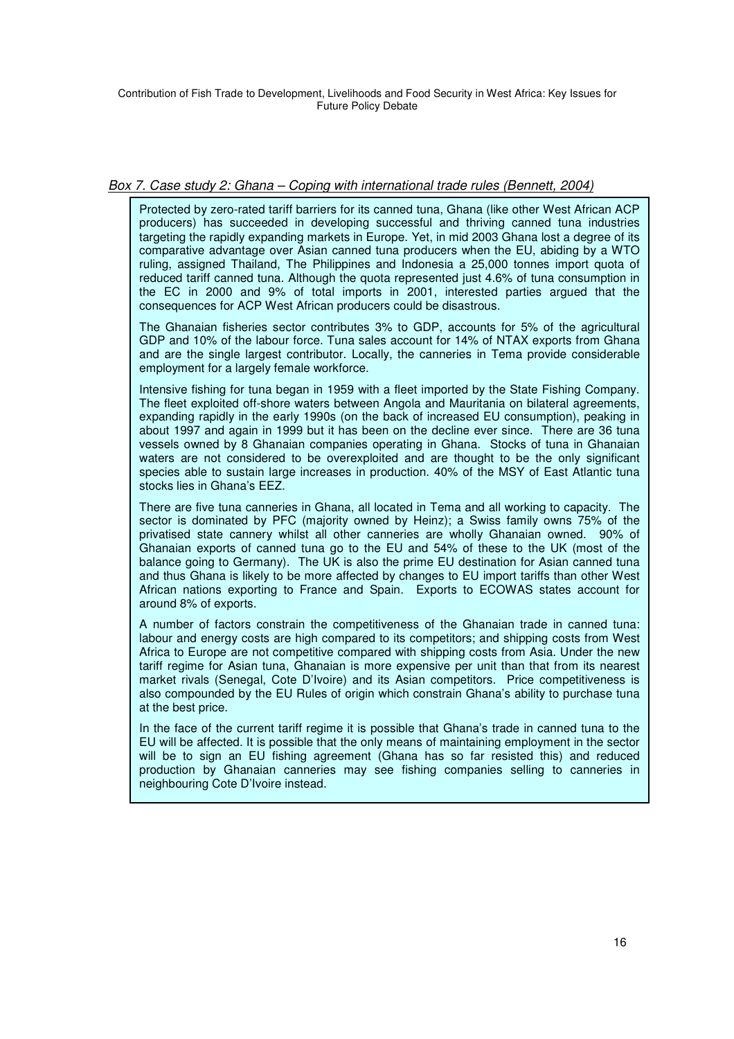*Box 7. Case study 2: Ghana – Coping with international trade rules (Bennett, 2004)*

Protected by zero-rated tariff barriers for its canned tuna, Ghana (like other West African ACP producers) has succeeded in developing successful and thriving canned tuna industries targeting the rapidly expanding markets in Europe. Yet, in mid 2003 Ghana lost a degree of its comparative advantage over Asian canned tuna producers when the EU, abiding by a WTO ruling, assigned Thailand, The Philippines and Indonesia a 25,000 tonnes import quota of reduced tariff canned tuna. Although the quota represented just 4.6% of tuna consumption in the EC in 2000 and 9% of total imports in 2001, interested parties argued that the consequences for ACP West African producers could be disastrous.

The Ghanaian fisheries sector contributes 3% to GDP, accounts for 5% of the agricultural GDP and 10% of the labour force. Tuna sales account for 14% of NTAX exports from Ghana and are the single largest contributor. Locally, the canneries in Tema provide considerable employment for a largely female workforce.

Intensive fishing for tuna began in 1959 with a fleet imported by the State Fishing Company. The fleet exploited off-shore waters between Angola and Mauritania on bilateral agreements, expanding rapidly in the early 1990s (on the back of increased EU consumption), peaking in about 1997 and again in 1999 but it has been on the decline ever since. There are 36 tuna vessels owned by 8 Ghanaian companies operating in Ghana. Stocks of tuna in Ghanaian waters are not considered to be overexploited and are thought to be the only significant species able to sustain large increases in production. 40% of the MSY of East Atlantic tuna stocks lies in Ghana's EEZ.

There are five tuna canneries in Ghana, all located in Tema and all working to capacity. The sector is dominated by PFC (majority owned by Heinz); a Swiss family owns 75% of the privatised state cannery whilst all other canneries are wholly Ghanaian owned. 90% of Ghanaian exports of canned tuna go to the EU and 54% of these to the UK (most of the balance going to Germany). The UK is also the prime EU destination for Asian canned tuna and thus Ghana is likely to be more affected by changes to EU import tariffs than other West African nations exporting to France and Spain. Exports to ECOWAS states account for around 8% of exports.

A number of factors constrain the competitiveness of the Ghanaian trade in canned tuna: labour and energy costs are high compared to its competitors; and shipping costs from West Africa to Europe are not competitive compared with shipping costs from Asia. Under the new tariff regime for Asian tuna, Ghanaian is more expensive per unit than that from its nearest market rivals (Senegal, Cote D'Ivoire) and its Asian competitors. Price competitiveness is also compounded by the EU Rules of origin which constrain Ghana's ability to purchase tuna at the best price.

In the face of the current tariff regime it is possible that Ghana's trade in canned tuna to the EU will be affected. It is possible that the only means of maintaining employment in the sector will be to sign an EU fishing agreement (Ghana has so far resisted this) and reduced production by Ghanaian canneries may see fishing companies selling to canneries in neighbouring Cote D'Ivoire instead.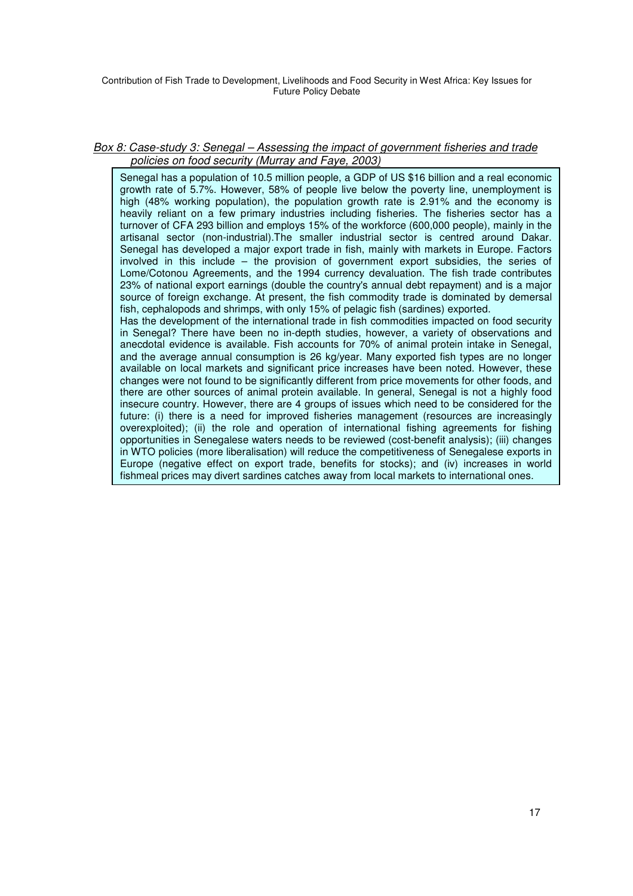*Box 8: Case-study 3: Senegal – Assessing the impact of government fisheries and trade policies on food security (Murray and Faye, 2003)*

Senegal has a population of 10.5 million people, a GDP of US $16 billion and a real economic growth rate of 5.7%. However, 58% of people live below the poverty line, unemployment is high (48% working population), the population growth rate is 2.91% and the economy is heavily reliant on a few primary industries including fisheries. The fisheries sector has a turnover of CFA 293 billion and employs 15% of the workforce (600,000 people), mainly in the artisanal sector (non-industrial).The smaller industrial sector is centred around Dakar. Senegal has developed a major export trade in fish, mainly with markets in Europe. Factors involved in this include – the provision of government export subsidies, the series of Lome/Cotonou Agreements, and the 1994 currency devaluation. The fish trade contributes 23% of national export earnings (double the country's annual debt repayment) and is a major source of foreign exchange. At present, the fish commodity trade is dominated by demersal fish, cephalopods and shrimps, with only 15% of pelagic fish (sardines) exported.

Has the development of the international trade in fish commodities impacted on food security in Senegal? There have been no in-depth studies, however, a variety of observations and anecdotal evidence is available. Fish accounts for 70% of animal protein intake in Senegal, and the average annual consumption is 26 kg/year. Many exported fish types are no longer available on local markets and significant price increases have been noted. However, these changes were not found to be significantly different from price movements for other foods, and there are other sources of animal protein available. In general, Senegal is not a highly food insecure country. However, there are 4 groups of issues which need to be considered for the future: (i) there is a need for improved fisheries management (resources are increasingly overexploited); (ii) the role and operation of international fishing agreements for fishing opportunities in Senegalese waters needs to be reviewed (cost-benefit analysis); (iii) changes in WTO policies (more liberalisation) will reduce the competitiveness of Senegalese exports in Europe (negative effect on export trade, benefits for stocks); and (iv) increases in world fishmeal prices may divert sardines catches away from local markets to international ones.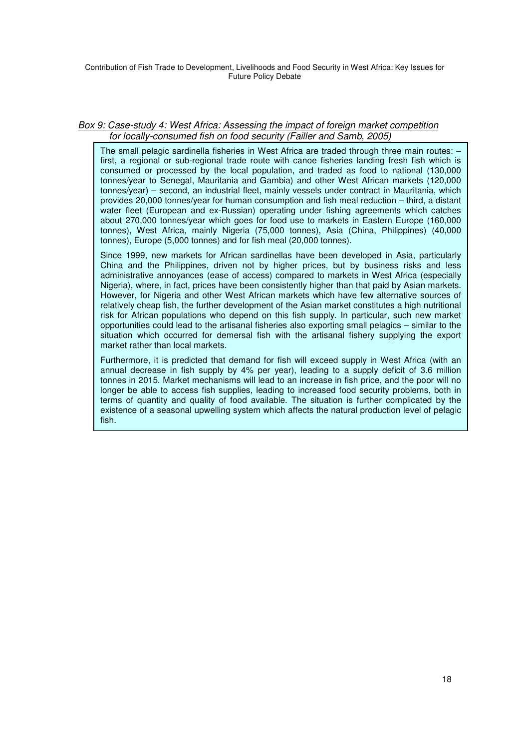*Box 9: Case-study 4: West Africa: Assessing the impact of foreign market competition for locally-consumed fish on food security (Failler and Samb, 2005)*

The small pelagic sardinella fisheries in West Africa are traded through three main routes: – first, a regional or sub-regional trade route with canoe fisheries landing fresh fish which is consumed or processed by the local population, and traded as food to national (130,000 tonnes/year to Senegal, Mauritania and Gambia) and other West African markets (120,000 tonnes/year) – second, an industrial fleet, mainly vessels under contract in Mauritania, which provides 20,000 tonnes/year for human consumption and fish meal reduction – third, a distant water fleet (European and ex-Russian) operating under fishing agreements which catches about 270,000 tonnes/year which goes for food use to markets in Eastern Europe (160,000 tonnes), West Africa, mainly Nigeria (75,000 tonnes), Asia (China, Philippines) (40,000 tonnes), Europe (5,000 tonnes) and for fish meal (20,000 tonnes).

Since 1999, new markets for African sardinellas have been developed in Asia, particularly China and the Philippines, driven not by higher prices, but by business risks and less administrative annoyances (ease of access) compared to markets in West Africa (especially Nigeria), where, in fact, prices have been consistently higher than that paid by Asian markets. However, for Nigeria and other West African markets which have few alternative sources of relatively cheap fish, the further development of the Asian market constitutes a high nutritional risk for African populations who depend on this fish supply. In particular, such new market opportunities could lead to the artisanal fisheries also exporting small pelagics – similar to the situation which occurred for demersal fish with the artisanal fishery supplying the export market rather than local markets.

Furthermore, it is predicted that demand for fish will exceed supply in West Africa (with an annual decrease in fish supply by 4% per year), leading to a supply deficit of 3.6 million tonnes in 2015. Market mechanisms will lead to an increase in fish price, and the poor will no longer be able to access fish supplies, leading to increased food security problems, both in terms of quantity and quality of food available. The situation is further complicated by the existence of a seasonal upwelling system which affects the natural production level of pelagic fish.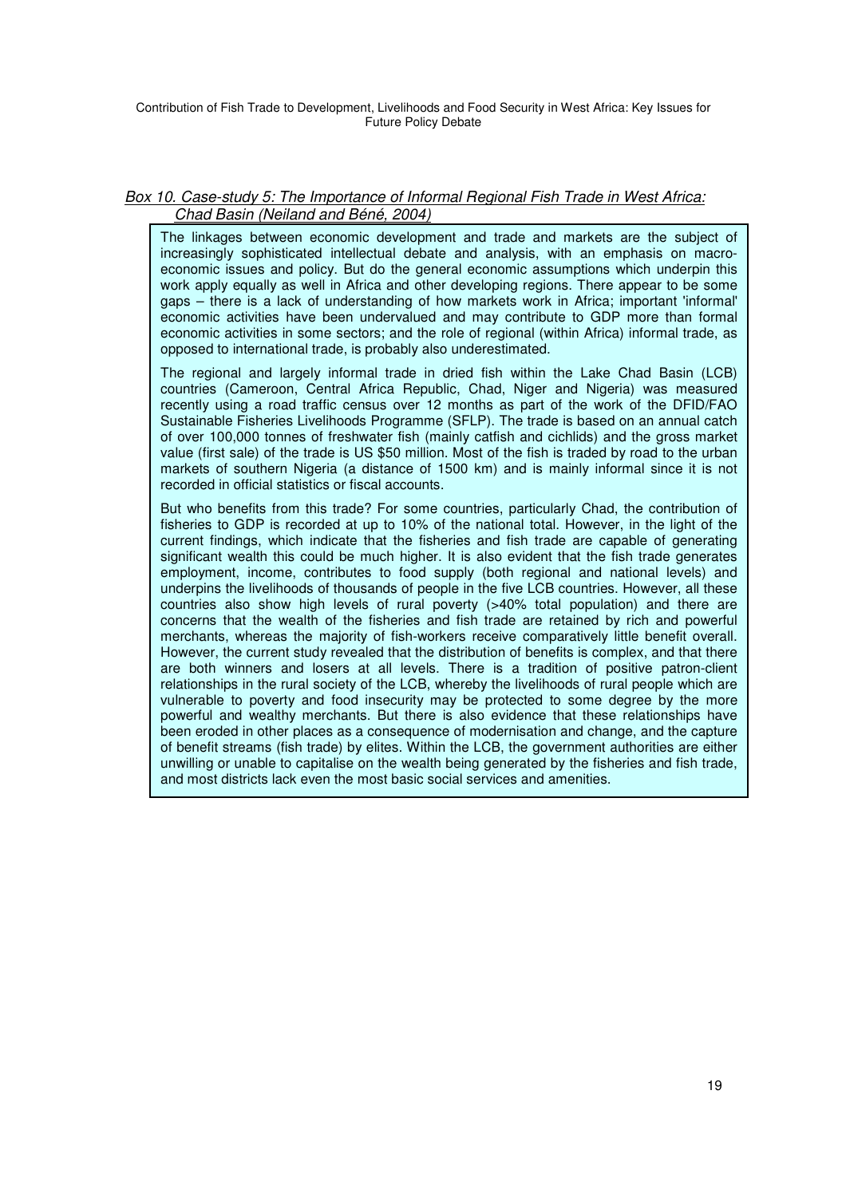*Box 10. Case-study 5: The Importance of Informal Regional Fish Trade in West Africa: Chad Basin (Neiland and Béné, 2004)*

The linkages between economic development and trade and markets are the subject of increasingly sophisticated intellectual debate and analysis, with an emphasis on macro-economic issues and policy. But do the general economic assumptions which underpin this work apply equally as well in Africa and other developing regions. There appear to be some gaps – there is a lack of understanding of how markets work in Africa; important 'informal' economic activities have been undervalued and may contribute to GDP more than formal economic activities in some sectors; and the role of regional (within Africa) informal trade, as opposed to international trade, is probably also underestimated.

The regional and largely informal trade in dried fish within the Lake Chad Basin (LCB) countries (Cameroon, Central Africa Republic, Chad, Niger and Nigeria) was measured recently using a road traffic census over 12 months as part of the work of the DFID/FAO Sustainable Fisheries Livelihoods Programme (SFLP). The trade is based on an annual catch of over 100,000 tonnes of freshwater fish (mainly catfish and cichlids) and the gross market value (first sale) of the trade is US $50 million. Most of the fish is traded by road to the urban markets of southern Nigeria (a distance of 1500 km) and is mainly informal since it is not recorded in official statistics or fiscal accounts.

But who benefits from this trade? For some countries, particularly Chad, the contribution of fisheries to GDP is recorded at up to 10% of the national total. However, in the light of the current findings, which indicate that the fisheries and fish trade are capable of generating significant wealth this could be much higher. It is also evident that the fish trade generates employment, income, contributes to food supply (both regional and national levels) and underpins the livelihoods of thousands of people in the five LCB countries. However, all these countries also show high levels of rural poverty (>40% total population) and there are concerns that the wealth of the fisheries and fish trade are retained by rich and powerful merchants, whereas the majority of fish-workers receive comparatively little benefit overall. However, the current study revealed that the distribution of benefits is complex, and that there are both winners and losers at all levels. There is a tradition of positive patron-client relationships in the rural society of the LCB, whereby the livelihoods of rural people which are vulnerable to poverty and food insecurity may be protected to some degree by the more powerful and wealthy merchants. But there is also evidence that these relationships have been eroded in other places as a consequence of modernisation and change, and the capture of benefit streams (fish trade) by elites. Within the LCB, the government authorities are either unwilling or unable to capitalise on the wealth being generated by the fisheries and fish trade, and most districts lack even the most basic social services and amenities.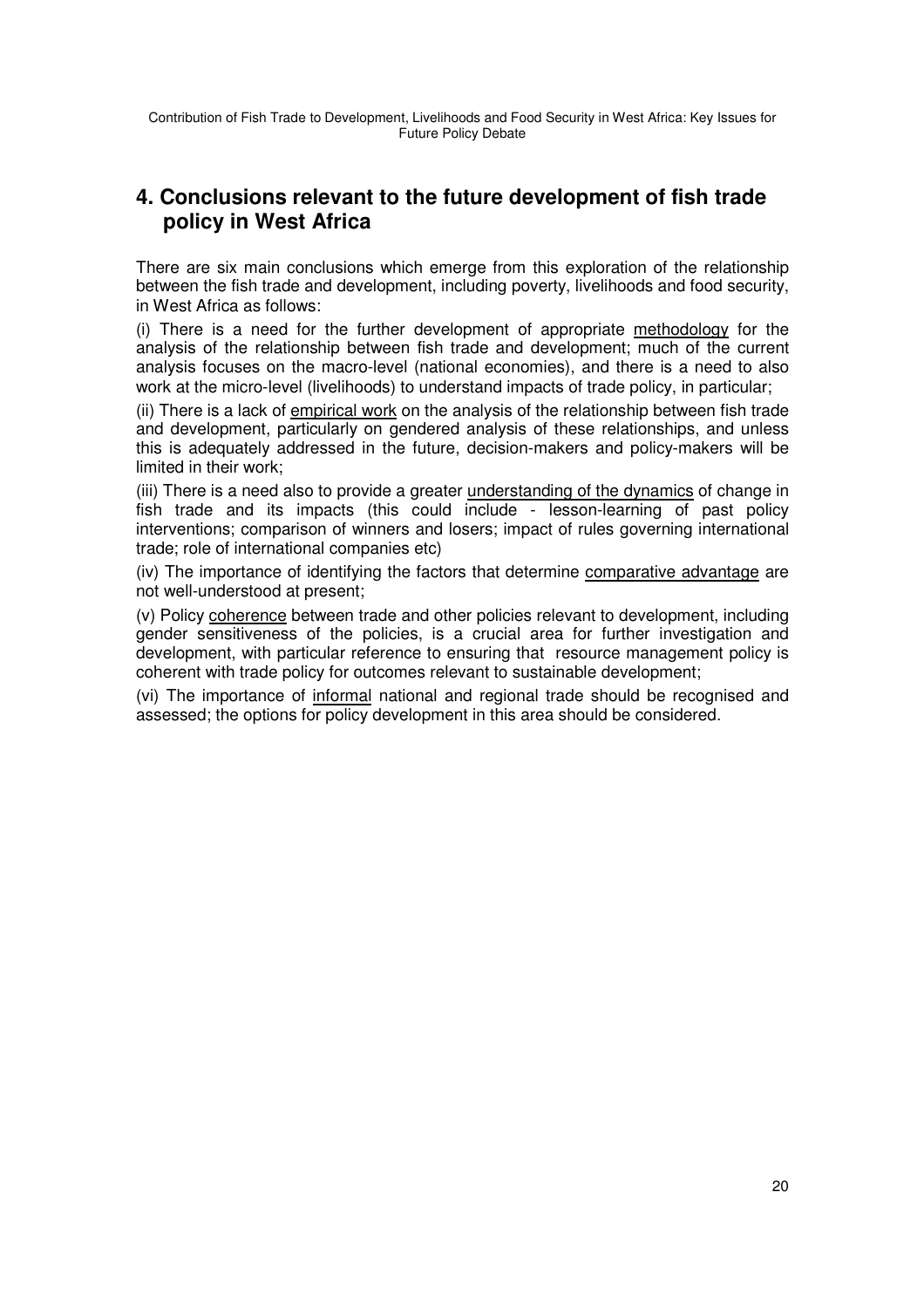## 4. Conclusions relevant to the future development of fish trade policy in West Africa

There are six main conclusions which emerge from this exploration of the relationship between the fish trade and development, including poverty, livelihoods and food security, in West Africa as follows:

(i) There is a need for the further development of appropriate <u>methodology</u> for the analysis of the relationship between fish trade and development; much of the current analysis focuses on the macro-level (national economies), and there is a need to also work at the micro-level (livelihoods) to understand impacts of trade policy, in particular;

(ii) There is a lack of <u>empirical work</u> on the analysis of the relationship between fish trade and development, particularly on gendered analysis of these relationships, and unless this is adequately addressed in the future, decision-makers and policy-makers will be limited in their work;

(iii) There is a need also to provide a greater <u>understanding of the dynamics</u> of change in fish trade and its impacts (this could include - lesson-learning of past policy interventions; comparison of winners and losers; impact of rules governing international trade; role of international companies etc)

(iv) The importance of identifying the factors that determine <u>comparative advantage</u> are not well-understood at present;

(v) Policy <u>coherence</u> between trade and other policies relevant to development, including gender sensitiveness of the policies, is a crucial area for further investigation and development, with particular reference to ensuring that resource management policy is coherent with trade policy for outcomes relevant to sustainable development;

(vi) The importance of <u>informal</u> national and regional trade should be recognised and assessed; the options for policy development in this area should be considered.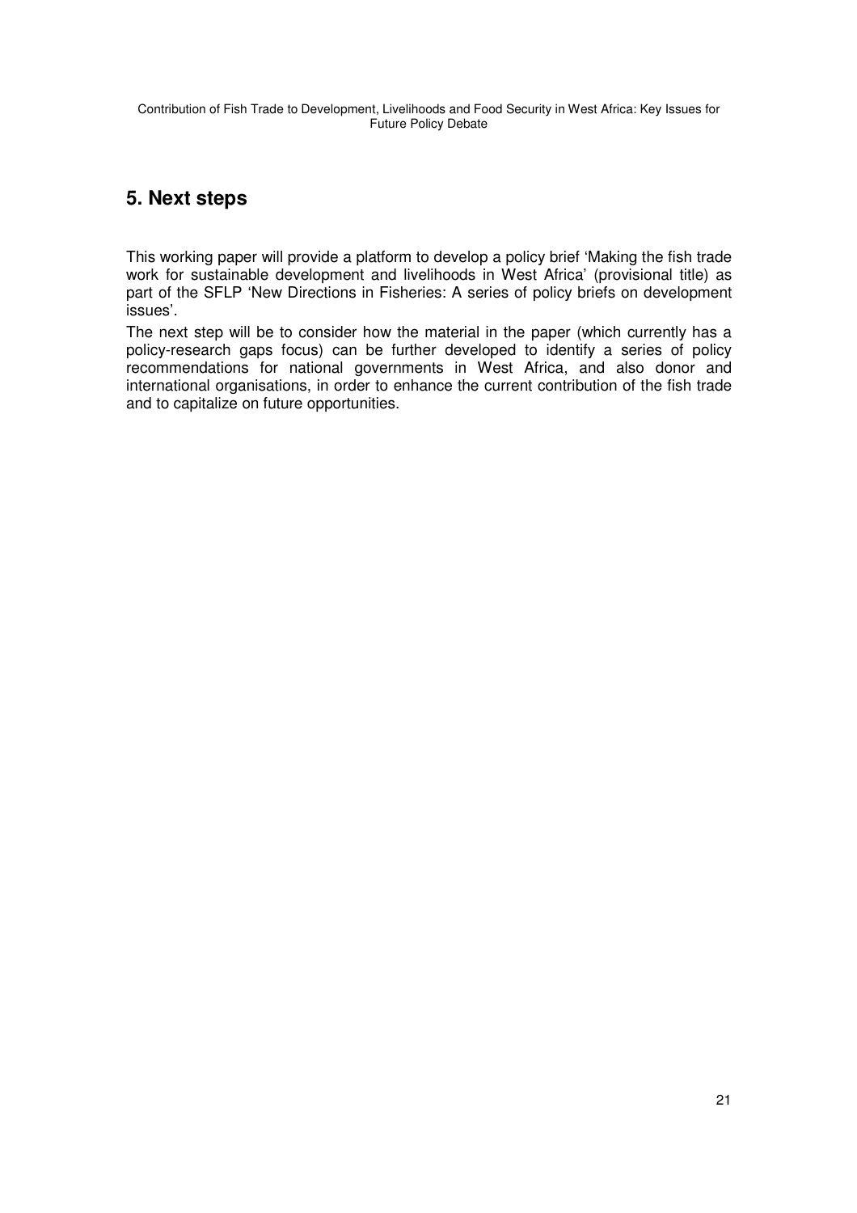## 5. Next steps

This working paper will provide a platform to develop a policy brief 'Making the fish trade work for sustainable development and livelihoods in West Africa' (provisional title) as part of the SFLP 'New Directions in Fisheries: A series of policy briefs on development issues'.

The next step will be to consider how the material in the paper (which currently has a policy-research gaps focus) can be further developed to identify a series of policy recommendations for national governments in West Africa, and also donor and international organisations, in order to enhance the current contribution of the fish trade and to capitalize on future opportunities.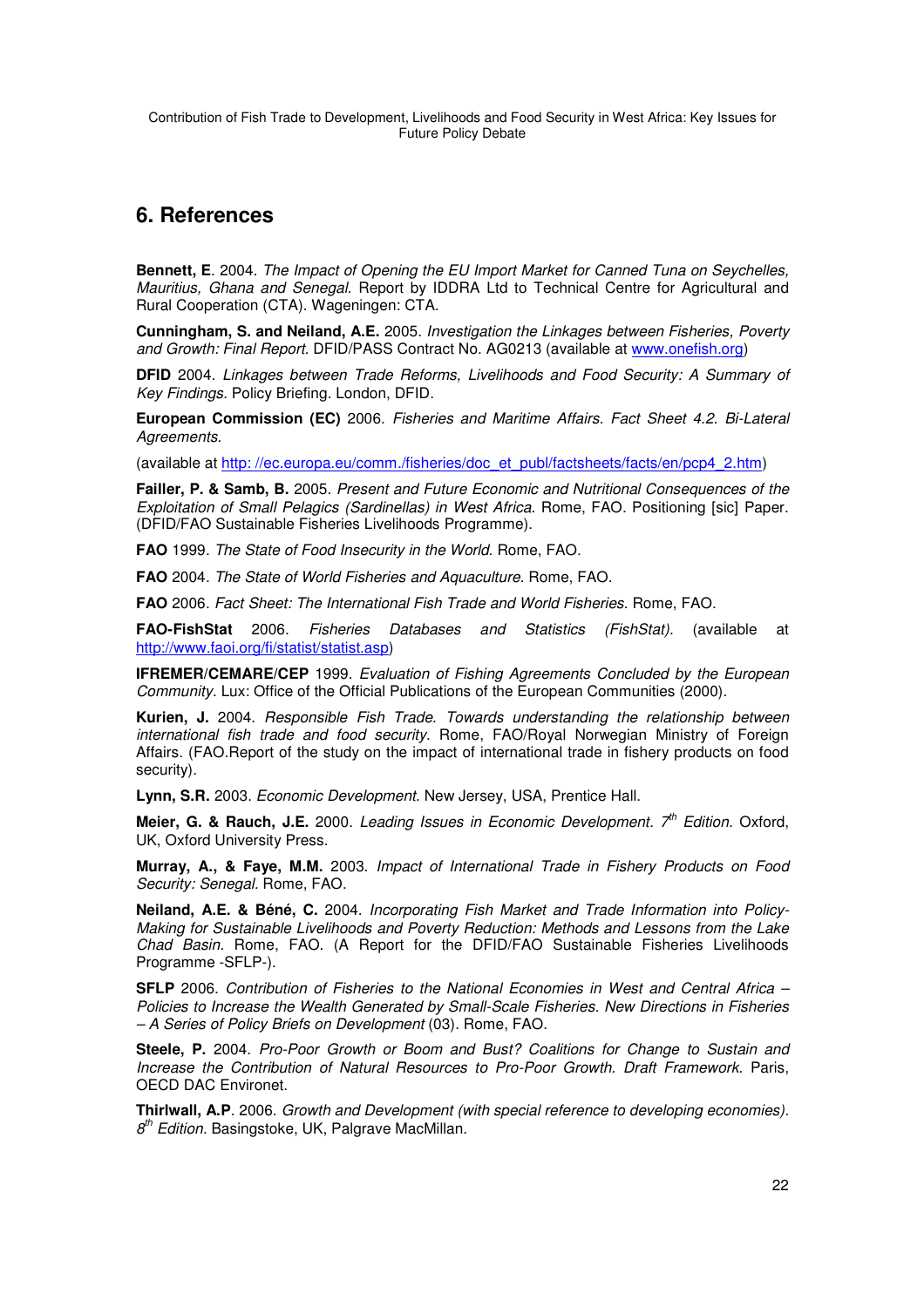## 6. References

**Bennett, E**. 2004. *The Impact of Opening the EU Import Market for Canned Tuna on Seychelles, Mauritius, Ghana and Senegal.* Report by IDDRA Ltd to Technical Centre for Agricultural and Rural Cooperation (CTA). Wageningen: CTA.

**Cunningham, S. and Neiland, A.E.** 2005. *Investigation the Linkages between Fisheries, Poverty and Growth: Final Report.* DFID/PASS Contract No. AG0213 (available at www.onefish.org)

**DFID** 2004. *Linkages between Trade Reforms, Livelihoods and Food Security: A Summary of Key Findings.* Policy Briefing. London, DFID.

**European Commission (EC)** 2006. *Fisheries and Maritime Affairs. Fact Sheet 4.2. Bi-Lateral Agreements.*

(available at http: //ec.europa.eu/comm./fisheries/doc_et_publ/factsheets/facts/en/pcp4_2.htm)

**Failler, P. & Samb, B.** 2005. *Present and Future Economic and Nutritional Consequences of the Exploitation of Small Pelagics (Sardinellas) in West Africa.* Rome, FAO. Positioning [sic] Paper. (DFID/FAO Sustainable Fisheries Livelihoods Programme).

**FAO** 1999. *The State of Food Insecurity in the World.* Rome, FAO.

**FAO** 2004. *The State of World Fisheries and Aquaculture.* Rome, FAO.

**FAO** 2006. *Fact Sheet: The International Fish Trade and World Fisheries.* Rome, FAO.

**FAO-FishStat** 2006. *Fisheries Databases and Statistics (FishStat).* (available at http://www.faoi.org/fi/statist/statist.asp)

**IFREMER/CEMARE/CEP** 1999. *Evaluation of Fishing Agreements Concluded by the European Community.* Lux: Office of the Official Publications of the European Communities (2000).

**Kurien, J.** 2004. *Responsible Fish Trade. Towards understanding the relationship between international fish trade and food security.* Rome, FAO/Royal Norwegian Ministry of Foreign Affairs. (FAO.Report of the study on the impact of international trade in fishery products on food security).

**Lynn, S.R.** 2003. *Economic Development.* New Jersey, USA, Prentice Hall.

**Meier, G. & Rauch, J.E.** 2000. *Leading Issues in Economic Development. 7th Edition.* Oxford, UK, Oxford University Press.

**Murray, A., & Faye, M.M.** 2003. *Impact of International Trade in Fishery Products on Food Security: Senegal.* Rome, FAO.

**Neiland, A.E. & Béné, C.** 2004. *Incorporating Fish Market and Trade Information into Policy-Making for Sustainable Livelihoods and Poverty Reduction: Methods and Lessons from the Lake Chad Basin.* Rome, FAO. (A Report for the DFID/FAO Sustainable Fisheries Livelihoods Programme -SFLP-).

**SFLP** 2006. *Contribution of Fisheries to the National Economies in West and Central Africa – Policies to Increase the Wealth Generated by Small-Scale Fisheries. New Directions in Fisheries – A Series of Policy Briefs on Development* (03). Rome, FAO.

**Steele, P.** 2004. *Pro-Poor Growth or Boom and Bust? Coalitions for Change to Sustain and Increase the Contribution of Natural Resources to Pro-Poor Growth. Draft Framework.* Paris, OECD DAC Environet.

**Thirlwall, A.P**. 2006. *Growth and Development (with special reference to developing economies). 8th Edition.* Basingstoke, UK, Palgrave MacMillan.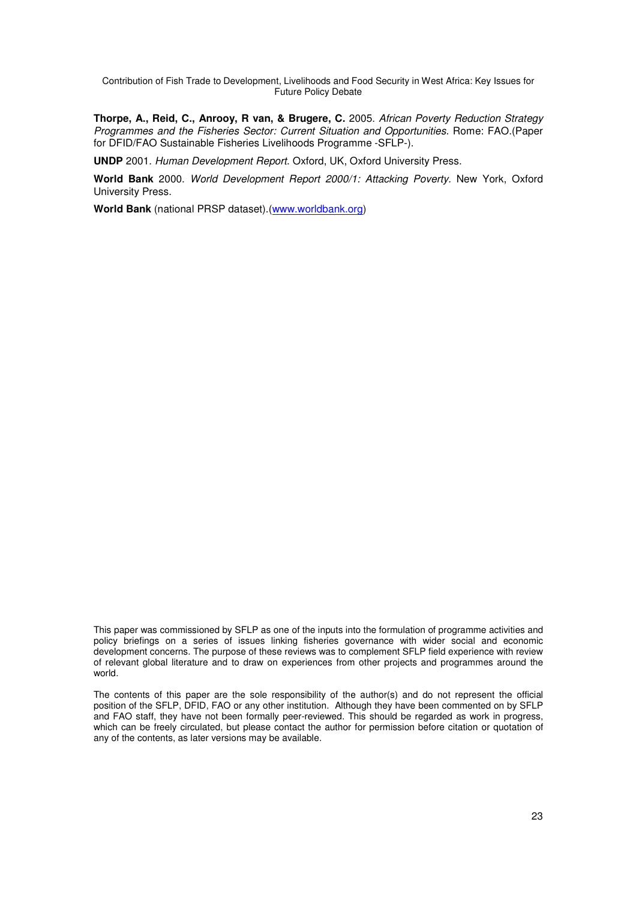**Thorpe, A., Reid, C., Anrooy, R van, & Brugere, C.** 2005. *African Poverty Reduction Strategy Programmes and the Fisheries Sector: Current Situation and Opportunities*. Rome: FAO.(Paper for DFID/FAO Sustainable Fisheries Livelihoods Programme -SFLP-).

**UNDP** 2001. *Human Development Report*. Oxford, UK, Oxford University Press.

**World Bank** 2000. *World Development Report 2000/1: Attacking Poverty*. New York, Oxford University Press.

**World Bank** (national PRSP dataset).(www.worldbank.org)

This paper was commissioned by SFLP as one of the inputs into the formulation of programme activities and policy briefings on a series of issues linking fisheries governance with wider social and economic development concerns. The purpose of these reviews was to complement SFLP field experience with review of relevant global literature and to draw on experiences from other projects and programmes around the world.

The contents of this paper are the sole responsibility of the author(s) and do not represent the official position of the SFLP, DFID, FAO or any other institution. Although they have been commented on by SFLP and FAO staff, they have not been formally peer-reviewed. This should be regarded as work in progress, which can be freely circulated, but please contact the author for permission before citation or quotation of any of the contents, as later versions may be available.